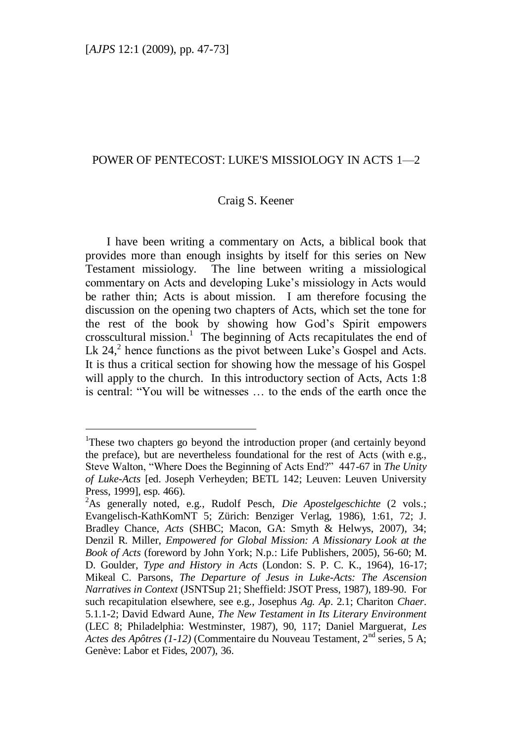[*AJPS* 12:1 (2009), pp. 47-73]

# POWER OF PENTECOST: LUKE'S MISSIOLOGY IN ACTS 1—2

Craig S. Keener

I have been writing a commentary on Acts, a biblical book that provides more than enough insights by itself for this series on New Testament missiology. The line between writing a missiological commentary on Acts and developing Luke's missiology in Acts would be rather thin; Acts is about mission. I am therefore focusing the discussion on the opening two chapters of Acts, which set the tone for the rest of the book by showing how God's Spirit empowers crosscultural mission.[1] The beginning of Acts recapitulates the end of Lk 24,[2] hence functions as the pivot between Luke's Gospel and Acts. It is thus a critical section for showing how the message of his Gospel will apply to the church. In this introductory section of Acts, Acts 1:8 is central: "You will be witnesses … to the ends of the earth once the

---

[1]These two chapters go beyond the introduction proper (and certainly beyond the preface), but are nevertheless foundational for the rest of Acts (with e.g., Steve Walton, "Where Does the Beginning of Acts End?" 447-67 in *The Unity of Luke-Acts* [ed. Joseph Verheyden; BETL 142; Leuven: Leuven University Press, 1999], esp. 466).

[2]As generally noted, e.g., Rudolf Pesch, *Die Apostelgeschichte* (2 vols.; Evangelisch-KathKomNT 5; Zürich: Benziger Verlag, 1986), 1:61, 72; J. Bradley Chance, *Acts* (SHBC; Macon, GA: Smyth & Helwys, 2007), 34; Denzil R. Miller, *Empowered for Global Mission: A Missionary Look at the Book of Acts* (foreword by John York; N.p.: Life Publishers, 2005), 56-60; M. D. Goulder, *Type and History in Acts* (London: S. P. C. K., 1964), 16-17; Mikeal C. Parsons, *The Departure of Jesus in Luke-Acts: The Ascension Narratives in Context* (JSNTSup 21; Sheffield: JSOT Press, 1987), 189-90. For such recapitulation elsewhere, see e.g., Josephus *Ag. Ap*. 2.1; Chariton *Chaer*. 5.1.1-2; David Edward Aune, *The New Testament in Its Literary Environment* (LEC 8; Philadelphia: Westminster, 1987), 90, 117; Daniel Marguerat, *Les Actes des Apôtres (1-12)* (Commentaire du Nouveau Testament, 2nd series, 5 A; Genève: Labor et Fides, 2007), 36.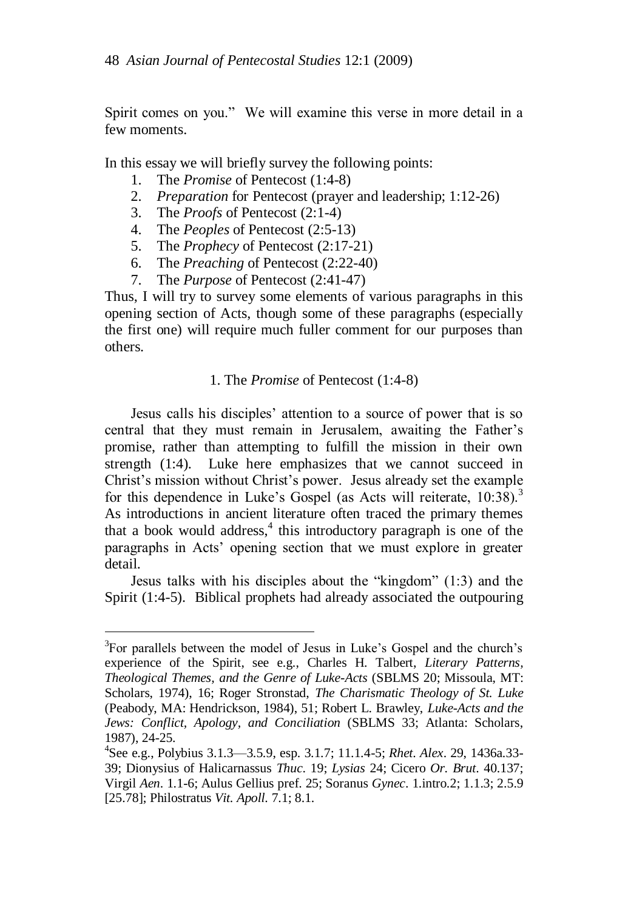Spirit comes on you." We will examine this verse in more detail in a few moments.

In this essay we will briefly survey the following points:

1. The *Promise* of Pentecost (1:4-8)
2. *Preparation* for Pentecost (prayer and leadership; 1:12-26)
3. The *Proofs* of Pentecost (2:1-4)
4. The *Peoples* of Pentecost (2:5-13)
5. The *Prophecy* of Pentecost (2:17-21)
6. The *Preaching* of Pentecost (2:22-40)
7. The *Purpose* of Pentecost (2:41-47)

Thus, I will try to survey some elements of various paragraphs in this opening section of Acts, though some of these paragraphs (especially the first one) will require much fuller comment for our purposes than others.

## 1. The *Promise* of Pentecost (1:4-8)

Jesus calls his disciples' attention to a source of power that is so central that they must remain in Jerusalem, awaiting the Father's promise, rather than attempting to fulfill the mission in their own strength (1:4). Luke here emphasizes that we cannot succeed in Christ's mission without Christ's power. Jesus already set the example for this dependence in Luke's Gospel (as Acts will reiterate, 10:38).[3] As introductions in ancient literature often traced the primary themes that a book would address,[4] this introductory paragraph is one of the paragraphs in Acts' opening section that we must explore in greater detail.

Jesus talks with his disciples about the "kingdom" (1:3) and the Spirit (1:4-5). Biblical prophets had already associated the outpouring

---

[3]For parallels between the model of Jesus in Luke's Gospel and the church's experience of the Spirit, see e.g., Charles H. Talbert, *Literary Patterns, Theological Themes, and the Genre of Luke-Acts* (SBLMS 20; Missoula, MT: Scholars, 1974), 16; Roger Stronstad, *The Charismatic Theology of St. Luke* (Peabody, MA: Hendrickson, 1984), 51; Robert L. Brawley, *Luke-Acts and the Jews: Conflict, Apology, and Conciliation* (SBLMS 33; Atlanta: Scholars, 1987), 24-25.

[4]See e.g., Polybius 3.1.3—3.5.9, esp. 3.1.7; 11.1.4-5; *Rhet. Alex*. 29, 1436a.33-39; Dionysius of Halicarnassus *Thuc*. 19; *Lysias* 24; Cicero *Or. Brut*. 40.137; Virgil *Aen*. 1.1-6; Aulus Gellius pref. 25; Soranus *Gynec*. 1.intro.2; 1.1.3; 2.5.9 [25.78]; Philostratus *Vit. Apoll*. 7.1; 8.1.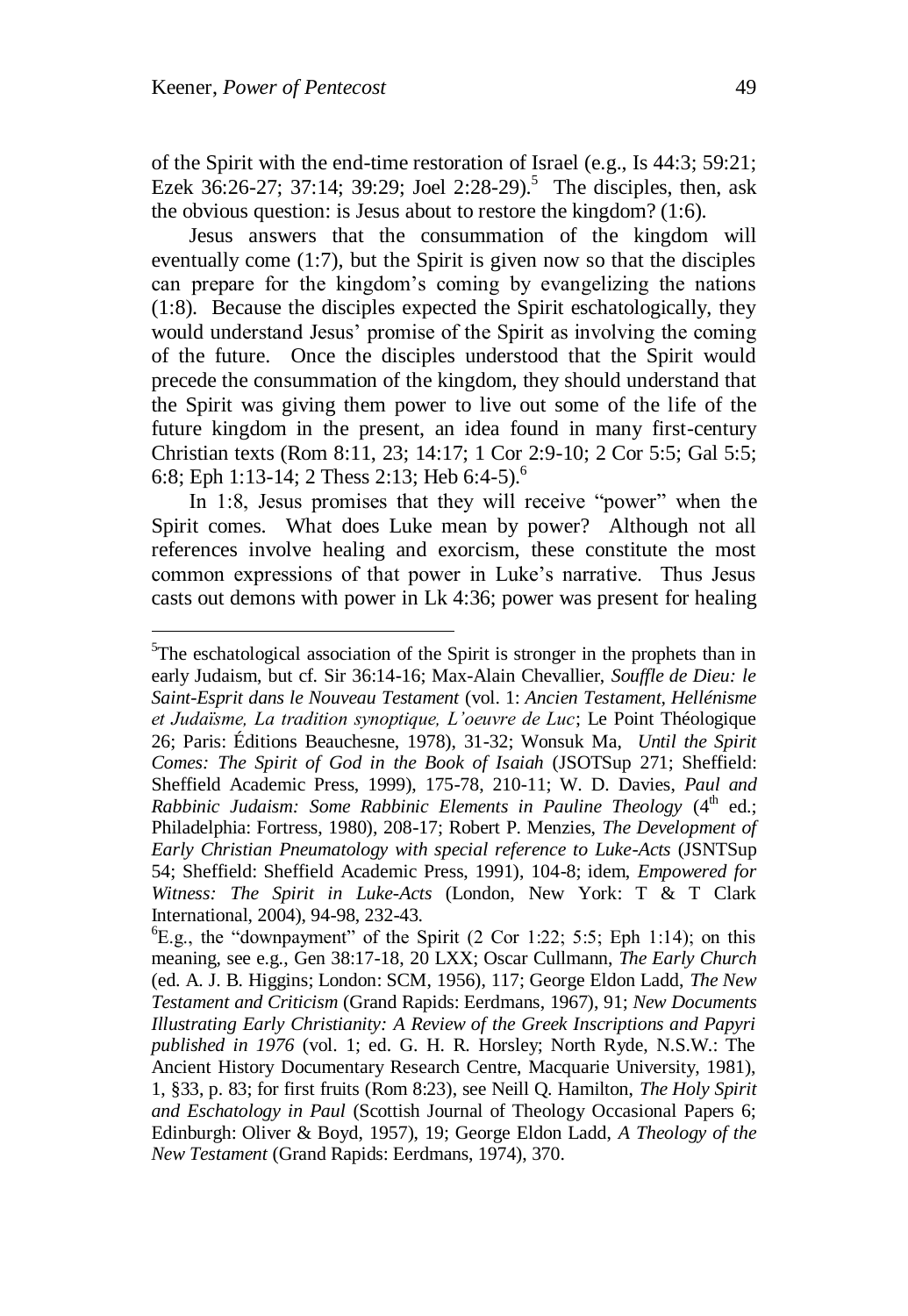of the Spirit with the end-time restoration of Israel (e.g., Is 44:3; 59:21; Ezek 36:26-27; 37:14; 39:29; Joel 2:28-29).[5] The disciples, then, ask the obvious question: is Jesus about to restore the kingdom? (1:6).

Jesus answers that the consummation of the kingdom will eventually come (1:7), but the Spirit is given now so that the disciples can prepare for the kingdom's coming by evangelizing the nations (1:8). Because the disciples expected the Spirit eschatologically, they would understand Jesus' promise of the Spirit as involving the coming of the future. Once the disciples understood that the Spirit would precede the consummation of the kingdom, they should understand that the Spirit was giving them power to live out some of the life of the future kingdom in the present, an idea found in many first-century Christian texts (Rom 8:11, 23; 14:17; 1 Cor 2:9-10; 2 Cor 5:5; Gal 5:5; 6:8; Eph 1:13-14; 2 Thess 2:13; Heb 6:4-5).[6]

In 1:8, Jesus promises that they will receive "power" when the Spirit comes. What does Luke mean by power? Although not all references involve healing and exorcism, these constitute the most common expressions of that power in Luke's narrative. Thus Jesus casts out demons with power in Lk 4:36; power was present for healing

---

[5] The eschatological association of the Spirit is stronger in the prophets than in early Judaism, but cf. Sir 36:14-16; Max-Alain Chevallier, *Souffle de Dieu: le Saint-Esprit dans le Nouveau Testament* (vol. 1: *Ancien Testament, Hellénisme et Judaïsme, La tradition synoptique, L'oeuvre de Luc*; Le Point Théologique 26; Paris: Éditions Beauchesne, 1978), 31-32; Wonsuk Ma, *Until the Spirit Comes: The Spirit of God in the Book of Isaiah* (JSOTSup 271; Sheffield: Sheffield Academic Press, 1999), 175-78, 210-11; W. D. Davies, *Paul and Rabbinic Judaism: Some Rabbinic Elements in Pauline Theology* (4th ed.; Philadelphia: Fortress, 1980), 208-17; Robert P. Menzies, *The Development of Early Christian Pneumatology with special reference to Luke-Acts* (JSNTSup 54; Sheffield: Sheffield Academic Press, 1991), 104-8; idem, *Empowered for Witness: The Spirit in Luke-Acts* (London, New York: T & T Clark International, 2004), 94-98, 232-43.

[6] E.g., the "downpayment" of the Spirit (2 Cor 1:22; 5:5; Eph 1:14); on this meaning, see e.g., Gen 38:17-18, 20 LXX; Oscar Cullmann, *The Early Church* (ed. A. J. B. Higgins; London: SCM, 1956), 117; George Eldon Ladd, *The New Testament and Criticism* (Grand Rapids: Eerdmans, 1967), 91; *New Documents Illustrating Early Christianity: A Review of the Greek Inscriptions and Papyri published in 1976* (vol. 1; ed. G. H. R. Horsley; North Ryde, N.S.W.: The Ancient History Documentary Research Centre, Macquarie University, 1981), 1, §33, p. 83; for first fruits (Rom 8:23), see Neill Q. Hamilton, *The Holy Spirit and Eschatology in Paul* (Scottish Journal of Theology Occasional Papers 6; Edinburgh: Oliver & Boyd, 1957), 19; George Eldon Ladd, *A Theology of the New Testament* (Grand Rapids: Eerdmans, 1974), 370.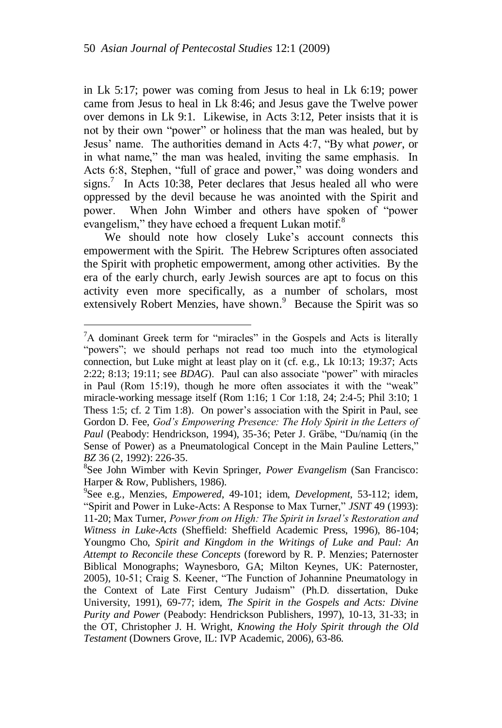in Lk 5:17; power was coming from Jesus to heal in Lk 6:19; power came from Jesus to heal in Lk 8:46; and Jesus gave the Twelve power over demons in Lk 9:1. Likewise, in Acts 3:12, Peter insists that it is not by their own "power" or holiness that the man was healed, but by Jesus' name. The authorities demand in Acts 4:7, "By what *power*, or in what name," the man was healed, inviting the same emphasis. In Acts 6:8, Stephen, "full of grace and power," was doing wonders and signs.[7] In Acts 10:38, Peter declares that Jesus healed all who were oppressed by the devil because he was anointed with the Spirit and power. When John Wimber and others have spoken of "power evangelism," they have echoed a frequent Lukan motif.[8]

We should note how closely Luke's account connects this empowerment with the Spirit. The Hebrew Scriptures often associated the Spirit with prophetic empowerment, among other activities. By the era of the early church, early Jewish sources are apt to focus on this activity even more specifically, as a number of scholars, most extensively Robert Menzies, have shown.[9] Because the Spirit was so

---

[7]A dominant Greek term for "miracles" in the Gospels and Acts is literally "powers"; we should perhaps not read too much into the etymological connection, but Luke might at least play on it (cf. e.g., Lk 10:13; 19:37; Acts 2:22; 8:13; 19:11; see *BDAG*). Paul can also associate "power" with miracles in Paul (Rom 15:19), though he more often associates it with the "weak" miracle-working message itself (Rom 1:16; 1 Cor 1:18, 24; 2:4-5; Phil 3:10; 1 Thess 1:5; cf. 2 Tim 1:8). On power's association with the Spirit in Paul, see Gordon D. Fee, *God's Empowering Presence: The Holy Spirit in the Letters of Paul* (Peabody: Hendrickson, 1994), 35-36; Peter J. Gräbe, "Du/namiq (in the Sense of Power) as a Pneumatological Concept in the Main Pauline Letters," *BZ* 36 (2, 1992): 226-35.

[8]See John Wimber with Kevin Springer, *Power Evangelism* (San Francisco: Harper & Row, Publishers, 1986).

[9]See e.g., Menzies, *Empowered*, 49-101; idem, *Development*, 53-112; idem, "Spirit and Power in Luke-Acts: A Response to Max Turner," *JSNT* 49 (1993): 11-20; Max Turner, *Power from on High: The Spirit in Israel's Restoration and Witness in Luke-Acts* (Sheffield: Sheffield Academic Press, 1996), 86-104; Youngmo Cho, *Spirit and Kingdom in the Writings of Luke and Paul: An Attempt to Reconcile these Concepts* (foreword by R. P. Menzies; Paternoster Biblical Monographs; Waynesboro, GA; Milton Keynes, UK: Paternoster, 2005), 10-51; Craig S. Keener, "The Function of Johannine Pneumatology in the Context of Late First Century Judaism" (Ph.D. dissertation, Duke University, 1991), 69-77; idem, *The Spirit in the Gospels and Acts: Divine Purity and Power* (Peabody: Hendrickson Publishers, 1997), 10-13, 31-33; in the OT, Christopher J. H. Wright, *Knowing the Holy Spirit through the Old Testament* (Downers Grove, IL: IVP Academic, 2006), 63-86.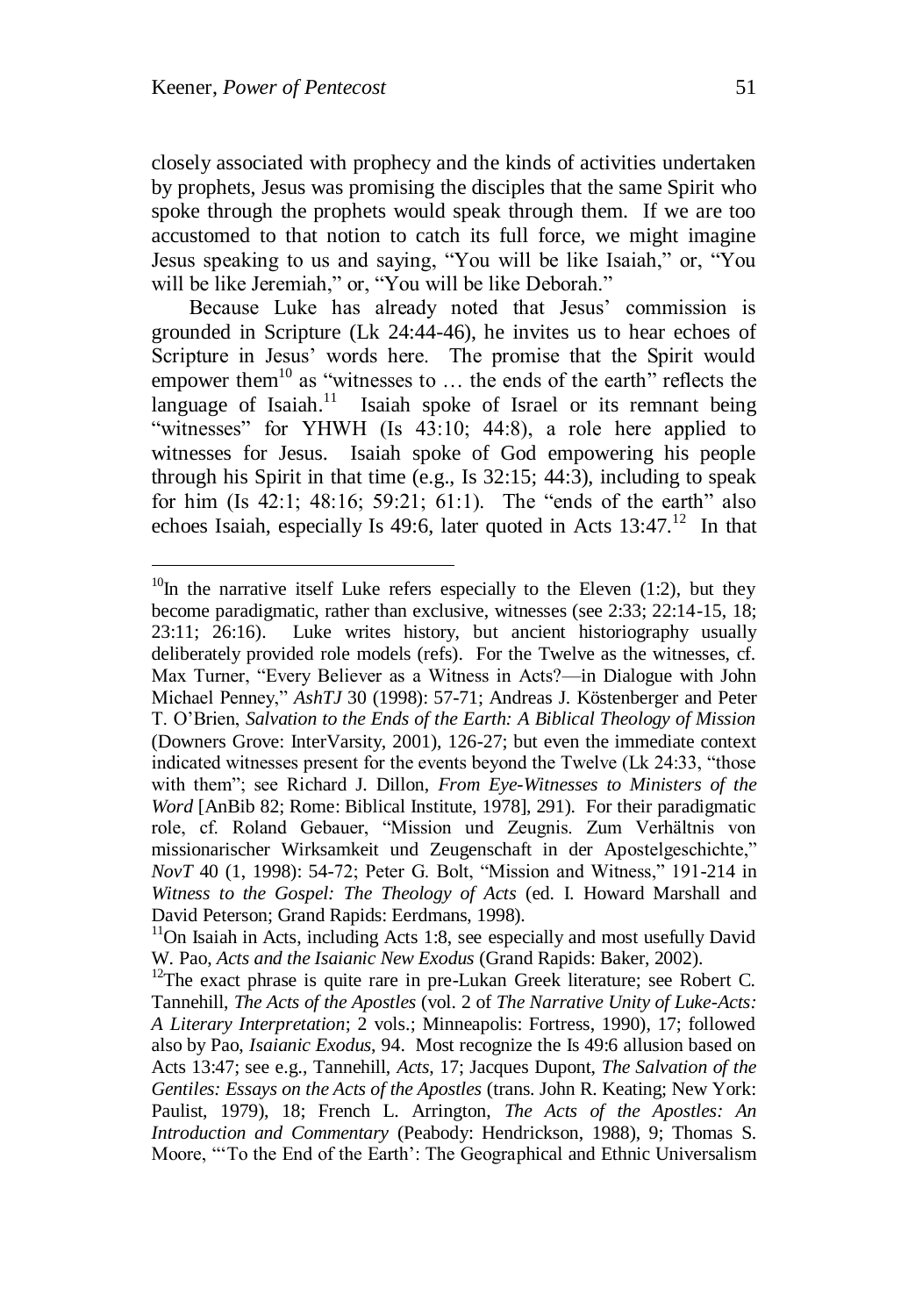closely associated with prophecy and the kinds of activities undertaken by prophets, Jesus was promising the disciples that the same Spirit who spoke through the prophets would speak through them. If we are too accustomed to that notion to catch its full force, we might imagine Jesus speaking to us and saying, "You will be like Isaiah," or, "You will be like Jeremiah," or, "You will be like Deborah."

Because Luke has already noted that Jesus' commission is grounded in Scripture (Lk 24:44-46), he invites us to hear echoes of Scripture in Jesus' words here. The promise that the Spirit would empower them[10] as "witnesses to … the ends of the earth" reflects the language of Isaiah.[11] Isaiah spoke of Israel or its remnant being "witnesses" for YHWH (Is 43:10; 44:8), a role here applied to witnesses for Jesus. Isaiah spoke of God empowering his people through his Spirit in that time (e.g., Is 32:15; 44:3), including to speak for him (Is 42:1; 48:16; 59:21; 61:1). The "ends of the earth" also echoes Isaiah, especially Is 49:6, later quoted in Acts 13:47.[12] In that

---

[10]In the narrative itself Luke refers especially to the Eleven (1:2), but they become paradigmatic, rather than exclusive, witnesses (see 2:33; 22:14-15, 18; 23:11; 26:16). Luke writes history, but ancient historiography usually deliberately provided role models (refs). For the Twelve as the witnesses, cf. Max Turner, "Every Believer as a Witness in Acts?—in Dialogue with John Michael Penney," *AshTJ* 30 (1998): 57-71; Andreas J. Köstenberger and Peter T. O'Brien, *Salvation to the Ends of the Earth: A Biblical Theology of Mission* (Downers Grove: InterVarsity, 2001), 126-27; but even the immediate context indicated witnesses present for the events beyond the Twelve (Lk 24:33, "those with them"; see Richard J. Dillon, *From Eye-Witnesses to Ministers of the Word* [AnBib 82; Rome: Biblical Institute, 1978], 291). For their paradigmatic role, cf. Roland Gebauer, "Mission und Zeugnis. Zum Verhältnis von missionarischer Wirksamkeit und Zeugenschaft in der Apostelgeschichte," *NovT* 40 (1, 1998): 54-72; Peter G. Bolt, "Mission and Witness," 191-214 in *Witness to the Gospel: The Theology of Acts* (ed. I. Howard Marshall and David Peterson; Grand Rapids: Eerdmans, 1998).

[11]On Isaiah in Acts, including Acts 1:8, see especially and most usefully David W. Pao, *Acts and the Isaianic New Exodus* (Grand Rapids: Baker, 2002).

[12]The exact phrase is quite rare in pre-Lukan Greek literature; see Robert C. Tannehill, *The Acts of the Apostles* (vol. 2 of *The Narrative Unity of Luke-Acts: A Literary Interpretation*; 2 vols.; Minneapolis: Fortress, 1990), 17; followed also by Pao, *Isaianic Exodus*, 94. Most recognize the Is 49:6 allusion based on Acts 13:47; see e.g., Tannehill, *Acts*, 17; Jacques Dupont, *The Salvation of the Gentiles: Essays on the Acts of the Apostles* (trans. John R. Keating; New York: Paulist, 1979), 18; French L. Arrington, *The Acts of the Apostles: An Introduction and Commentary* (Peabody: Hendrickson, 1988), 9; Thomas S. Moore, "'To the End of the Earth': The Geographical and Ethnic Universalism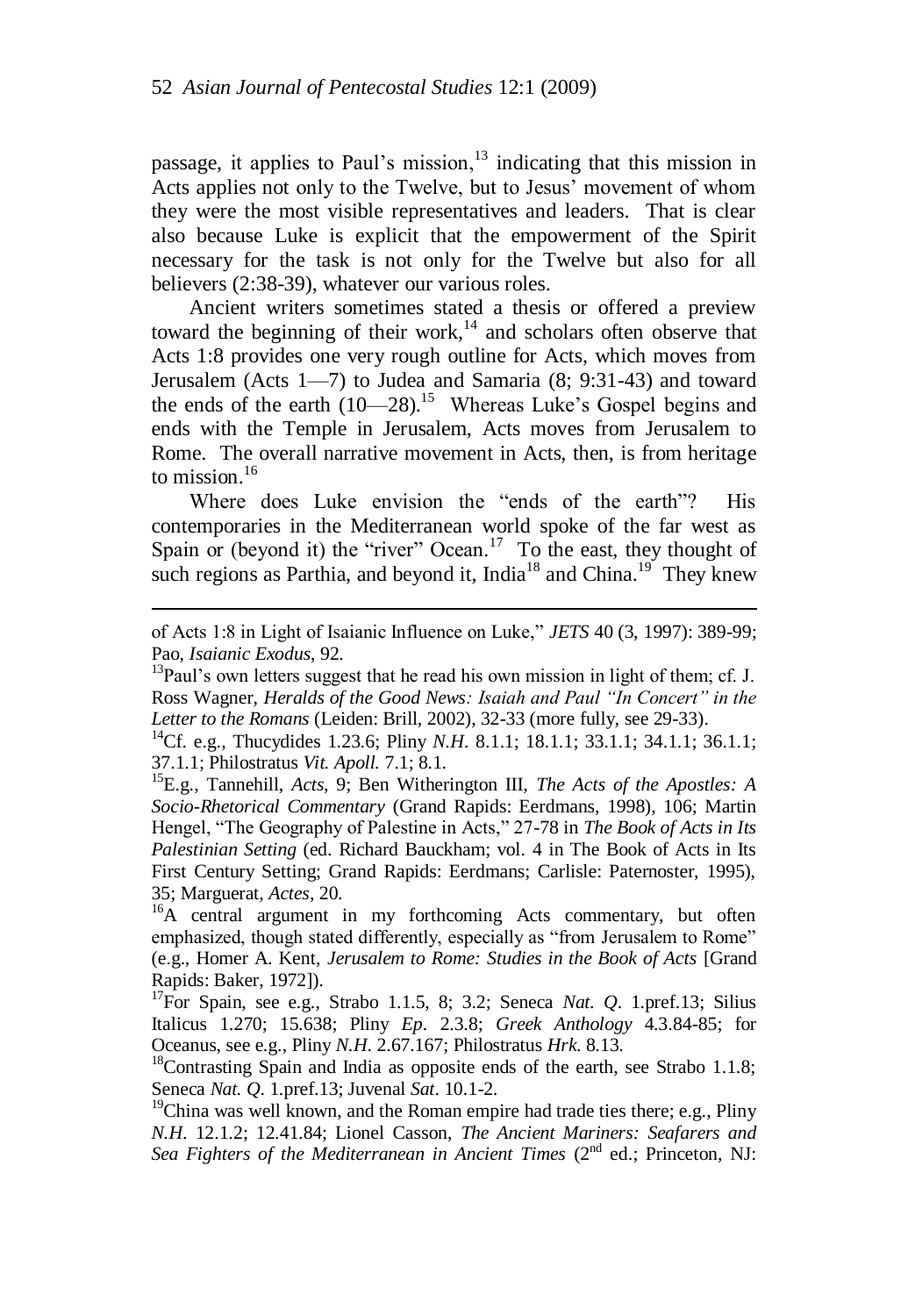passage, it applies to Paul's mission,[13] indicating that this mission in Acts applies not only to the Twelve, but to Jesus' movement of whom they were the most visible representatives and leaders. That is clear also because Luke is explicit that the empowerment of the Spirit necessary for the task is not only for the Twelve but also for all believers (2:38-39), whatever our various roles.

Ancient writers sometimes stated a thesis or offered a preview toward the beginning of their work,[14] and scholars often observe that Acts 1:8 provides one very rough outline for Acts, which moves from Jerusalem (Acts 1—7) to Judea and Samaria (8; 9:31-43) and toward the ends of the earth (10—28).[15] Whereas Luke's Gospel begins and ends with the Temple in Jerusalem, Acts moves from Jerusalem to Rome. The overall narrative movement in Acts, then, is from heritage to mission.[16]

Where does Luke envision the "ends of the earth"? His contemporaries in the Mediterranean world spoke of the far west as Spain or (beyond it) the "river" Ocean.[17] To the east, they thought of such regions as Parthia, and beyond it, India[18] and China.[19] They knew

---

of Acts 1:8 in Light of Isaianic Influence on Luke," *JETS* 40 (3, 1997): 389-99; Pao, *Isaianic Exodus*, 92.

[13]Paul's own letters suggest that he read his own mission in light of them; cf. J. Ross Wagner, *Heralds of the Good News: Isaiah and Paul "In Concert" in the Letter to the Romans* (Leiden: Brill, 2002), 32-33 (more fully, see 29-33).

[14]Cf. e.g., Thucydides 1.23.6; Pliny *N.H.* 8.1.1; 18.1.1; 33.1.1; 34.1.1; 36.1.1; 37.1.1; Philostratus *Vit. Apoll.* 7.1; 8.1.

[15]E.g., Tannehill, *Acts*, 9; Ben Witherington III, *The Acts of the Apostles: A Socio-Rhetorical Commentary* (Grand Rapids: Eerdmans, 1998), 106; Martin Hengel, "The Geography of Palestine in Acts," 27-78 in *The Book of Acts in Its Palestinian Setting* (ed. Richard Bauckham; vol. 4 in The Book of Acts in Its First Century Setting; Grand Rapids: Eerdmans; Carlisle: Paternoster, 1995), 35; Marguerat, *Actes*, 20.

[16]A central argument in my forthcoming Acts commentary, but often emphasized, though stated differently, especially as "from Jerusalem to Rome" (e.g., Homer A. Kent, *Jerusalem to Rome: Studies in the Book of Acts* [Grand Rapids: Baker, 1972]).

[17]For Spain, see e.g., Strabo 1.1.5, 8; 3.2; Seneca *Nat. Q.* 1.pref.13; Silius Italicus 1.270; 15.638; Pliny *Ep.* 2.3.8; *Greek Anthology* 4.3.84-85; for Oceanus, see e.g., Pliny *N.H.* 2.67.167; Philostratus *Hrk.* 8.13.

[18]Contrasting Spain and India as opposite ends of the earth, see Strabo 1.1.8; Seneca *Nat. Q.* 1.pref.13; Juvenal *Sat.* 10.1-2.

[19]China was well known, and the Roman empire had trade ties there; e.g., Pliny *N.H.* 12.1.2; 12.41.84; Lionel Casson, *The Ancient Mariners: Seafarers and Sea Fighters of the Mediterranean in Ancient Times* (2nd ed.; Princeton, NJ: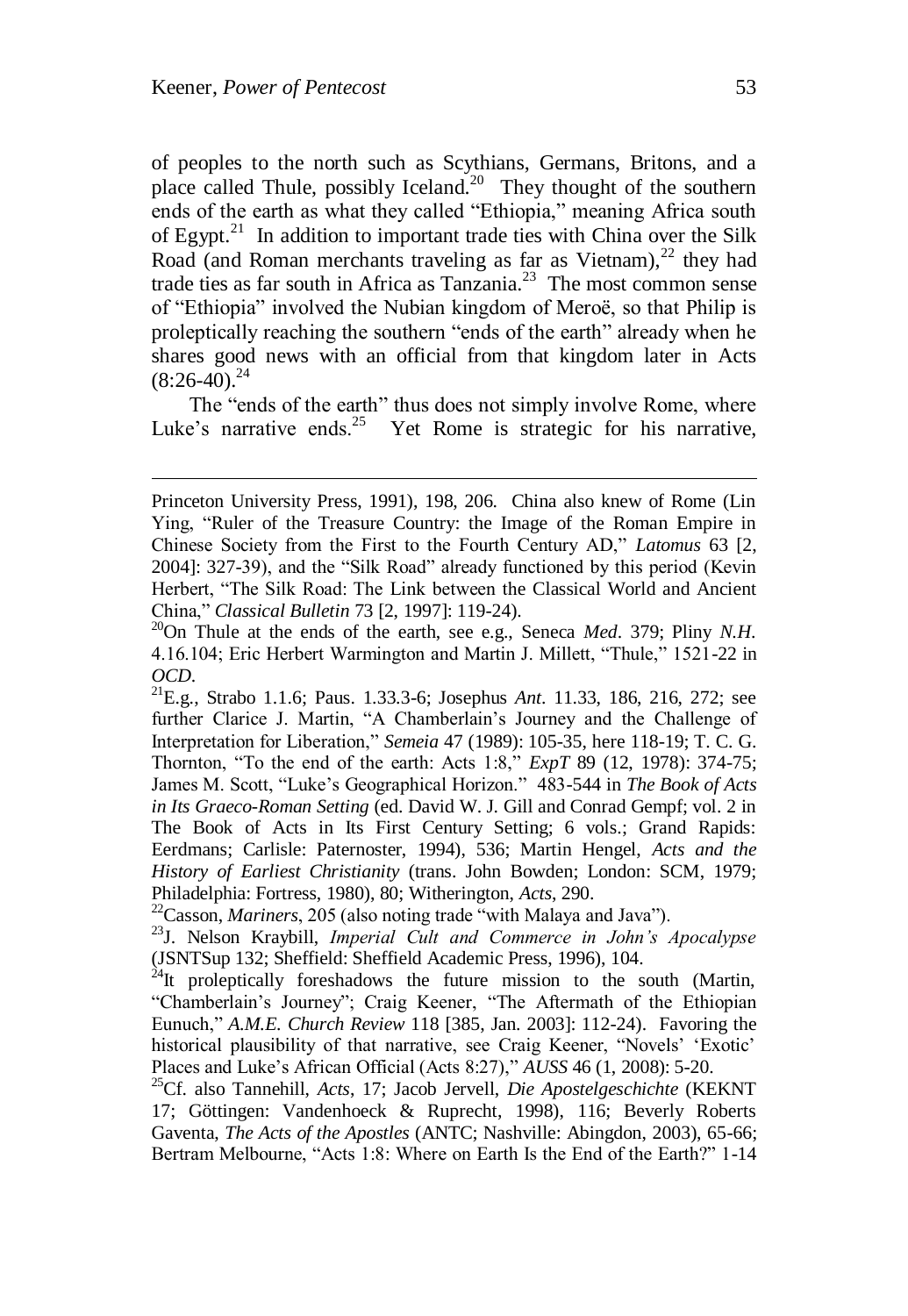of peoples to the north such as Scythians, Germans, Britons, and a place called Thule, possibly Iceland.[20] They thought of the southern ends of the earth as what they called "Ethiopia," meaning Africa south of Egypt.[21] In addition to important trade ties with China over the Silk Road (and Roman merchants traveling as far as Vietnam),[22] they had trade ties as far south in Africa as Tanzania.[23] The most common sense of "Ethiopia" involved the Nubian kingdom of Meroë, so that Philip is proleptically reaching the southern "ends of the earth" already when he shares good news with an official from that kingdom later in Acts (8:26-40).[24]

The "ends of the earth" thus does not simply involve Rome, where Luke's narrative ends.[25] Yet Rome is strategic for his narrative,

---

Princeton University Press, 1991), 198, 206. China also knew of Rome (Lin Ying, "Ruler of the Treasure Country: the Image of the Roman Empire in Chinese Society from the First to the Fourth Century AD," *Latomus* 63 [2, 2004]: 327-39), and the "Silk Road" already functioned by this period (Kevin Herbert, "The Silk Road: The Link between the Classical World and Ancient China," *Classical Bulletin* 73 [2, 1997]: 119-24).

[20]On Thule at the ends of the earth, see e.g., Seneca *Med*. 379; Pliny *N.H.* 4.16.104; Eric Herbert Warmington and Martin J. Millett, "Thule," 1521-22 in *OCD*.

[21]E.g., Strabo 1.1.6; Paus. 1.33.3-6; Josephus *Ant*. 11.33, 186, 216, 272; see further Clarice J. Martin, "A Chamberlain's Journey and the Challenge of Interpretation for Liberation," *Semeia* 47 (1989): 105-35, here 118-19; T. C. G. Thornton, "To the end of the earth: Acts 1:8," *ExpT* 89 (12, 1978): 374-75; James M. Scott, "Luke's Geographical Horizon." 483-544 in *The Book of Acts in Its Graeco-Roman Setting* (ed. David W. J. Gill and Conrad Gempf; vol. 2 in The Book of Acts in Its First Century Setting; 6 vols.; Grand Rapids: Eerdmans; Carlisle: Paternoster, 1994), 536; Martin Hengel, *Acts and the History of Earliest Christianity* (trans. John Bowden; London: SCM, 1979; Philadelphia: Fortress, 1980), 80; Witherington, *Acts*, 290.

[22]Casson, *Mariners*, 205 (also noting trade "with Malaya and Java").

[23]J. Nelson Kraybill, *Imperial Cult and Commerce in John's Apocalypse* (JSNTSup 132; Sheffield: Sheffield Academic Press, 1996), 104.

[24]It proleptically foreshadows the future mission to the south (Martin, "Chamberlain's Journey"; Craig Keener, "The Aftermath of the Ethiopian Eunuch," *A.M.E. Church Review* 118 [385, Jan. 2003]: 112-24). Favoring the historical plausibility of that narrative, see Craig Keener, "Novels' 'Exotic' Places and Luke's African Official (Acts 8:27)," *AUSS* 46 (1, 2008): 5-20.

[25]Cf. also Tannehill, *Acts*, 17; Jacob Jervell, *Die Apostelgeschichte* (KEKNT 17; Göttingen: Vandenhoeck & Ruprecht, 1998), 116; Beverly Roberts Gaventa, *The Acts of the Apostles* (ANTC; Nashville: Abingdon, 2003), 65-66; Bertram Melbourne, "Acts 1:8: Where on Earth Is the End of the Earth?" 1-14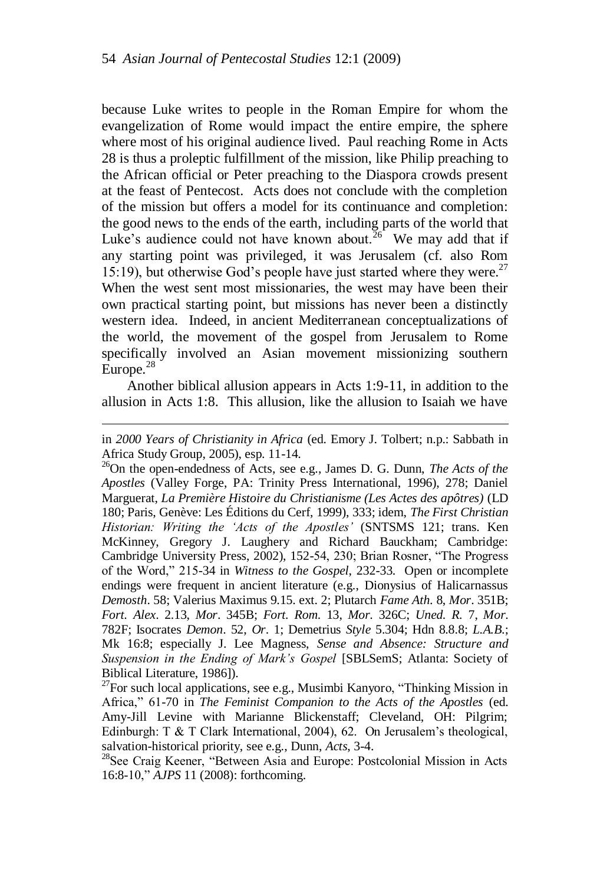because Luke writes to people in the Roman Empire for whom the evangelization of Rome would impact the entire empire, the sphere where most of his original audience lived. Paul reaching Rome in Acts 28 is thus a proleptic fulfillment of the mission, like Philip preaching to the African official or Peter preaching to the Diaspora crowds present at the feast of Pentecost. Acts does not conclude with the completion of the mission but offers a model for its continuance and completion: the good news to the ends of the earth, including parts of the world that Luke's audience could not have known about.[26] We may add that if any starting point was privileged, it was Jerusalem (cf. also Rom 15:19), but otherwise God's people have just started where they were.[27] When the west sent most missionaries, the west may have been their own practical starting point, but missions has never been a distinctly western idea. Indeed, in ancient Mediterranean conceptualizations of the world, the movement of the gospel from Jerusalem to Rome specifically involved an Asian movement missionizing southern Europe.[28]

Another biblical allusion appears in Acts 1:9-11, in addition to the allusion in Acts 1:8. This allusion, like the allusion to Isaiah we have

---

in *2000 Years of Christianity in Africa* (ed. Emory J. Tolbert; n.p.: Sabbath in Africa Study Group, 2005), esp. 11-14.

[26]On the open-endedness of Acts, see e.g., James D. G. Dunn, *The Acts of the Apostles* (Valley Forge, PA: Trinity Press International, 1996), 278; Daniel Marguerat, *La Première Histoire du Christianisme (Les Actes des apôtres)* (LD 180; Paris, Genève: Les Éditions du Cerf, 1999), 333; idem, *The First Christian Historian: Writing the 'Acts of the Apostles'* (SNTSMS 121; trans. Ken McKinney, Gregory J. Laughery and Richard Bauckham; Cambridge: Cambridge University Press, 2002), 152-54, 230; Brian Rosner, "The Progress of the Word," 215-34 in *Witness to the Gospel*, 232-33. Open or incomplete endings were frequent in ancient literature (e.g., Dionysius of Halicarnassus *Demosth*. 58; Valerius Maximus 9.15. ext. 2; Plutarch *Fame Ath*. 8, *Mor*. 351B; *Fort. Alex*. 2.13, *Mor*. 345B; *Fort. Rom.* 13, *Mor.* 326C; *Uned. R.* 7, *Mor.* 782F; Isocrates *Demon*. 52, *Or*. 1; Demetrius *Style* 5.304; Hdn 8.8.8; *L.A.B.*; Mk 16:8; especially J. Lee Magness, *Sense and Absence: Structure and Suspension in the Ending of Mark's Gospel* [SBLSemS; Atlanta: Society of Biblical Literature, 1986]).

[27]For such local applications, see e.g., Musimbi Kanyoro, "Thinking Mission in Africa," 61-70 in *The Feminist Companion to the Acts of the Apostles* (ed. Amy-Jill Levine with Marianne Blickenstaff; Cleveland, OH: Pilgrim; Edinburgh: T & T Clark International, 2004), 62. On Jerusalem's theological, salvation-historical priority, see e.g., Dunn, *Acts*, 3-4.

[28]See Craig Keener, "Between Asia and Europe: Postcolonial Mission in Acts 16:8-10," *AJPS* 11 (2008): forthcoming.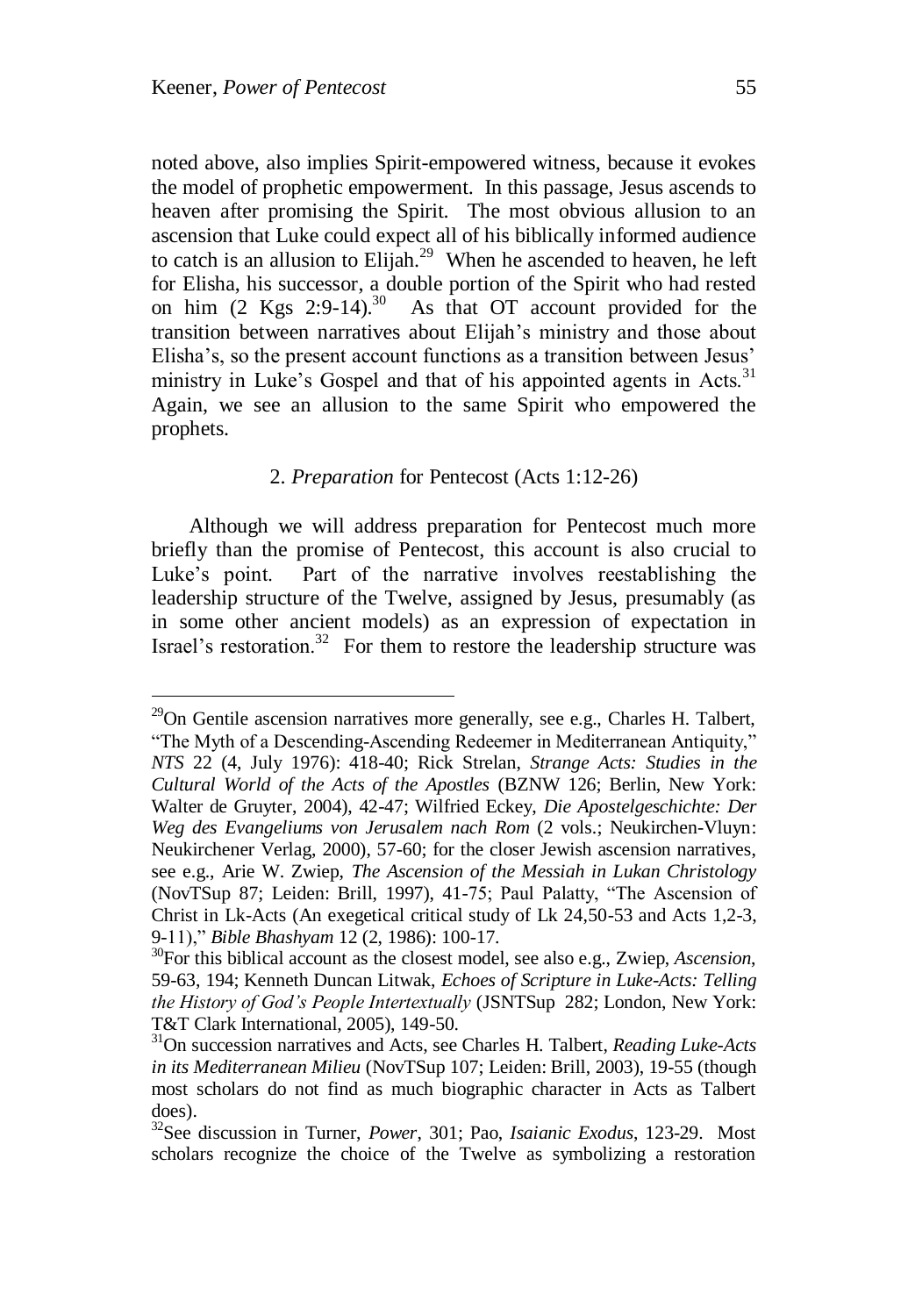noted above, also implies Spirit-empowered witness, because it evokes the model of prophetic empowerment. In this passage, Jesus ascends to heaven after promising the Spirit. The most obvious allusion to an ascension that Luke could expect all of his biblically informed audience to catch is an allusion to Elijah.[29] When he ascended to heaven, he left for Elisha, his successor, a double portion of the Spirit who had rested on him (2 Kgs 2:9-14).[30] As that OT account provided for the transition between narratives about Elijah's ministry and those about Elisha's, so the present account functions as a transition between Jesus' ministry in Luke's Gospel and that of his appointed agents in Acts.[31] Again, we see an allusion to the same Spirit who empowered the prophets.

### 2. *Preparation* for Pentecost (Acts 1:12-26)

Although we will address preparation for Pentecost much more briefly than the promise of Pentecost, this account is also crucial to Luke's point. Part of the narrative involves reestablishing the leadership structure of the Twelve, assigned by Jesus, presumably (as in some other ancient models) as an expression of expectation in Israel's restoration.[32] For them to restore the leadership structure was

---

[29]On Gentile ascension narratives more generally, see e.g., Charles H. Talbert, "The Myth of a Descending-Ascending Redeemer in Mediterranean Antiquity," *NTS* 22 (4, July 1976): 418-40; Rick Strelan, *Strange Acts: Studies in the Cultural World of the Acts of the Apostles* (BZNW 126; Berlin, New York: Walter de Gruyter, 2004), 42-47; Wilfried Eckey, *Die Apostelgeschichte: Der Weg des Evangeliums von Jerusalem nach Rom* (2 vols.; Neukirchen-Vluyn: Neukirchener Verlag, 2000), 57-60; for the closer Jewish ascension narratives, see e.g., Arie W. Zwiep, *The Ascension of the Messiah in Lukan Christology* (NovTSup 87; Leiden: Brill, 1997), 41-75; Paul Palatty, "The Ascension of Christ in Lk-Acts (An exegetical critical study of Lk 24,50-53 and Acts 1,2-3, 9-11)," *Bible Bhashyam* 12 (2, 1986): 100-17.

[30]For this biblical account as the closest model, see also e.g., Zwiep, *Ascension*, 59-63, 194; Kenneth Duncan Litwak, *Echoes of Scripture in Luke-Acts: Telling the History of God's People Intertextually* (JSNTSup 282; London, New York: T&T Clark International, 2005), 149-50.

[31]On succession narratives and Acts, see Charles H. Talbert, *Reading Luke-Acts in its Mediterranean Milieu* (NovTSup 107; Leiden: Brill, 2003), 19-55 (though most scholars do not find as much biographic character in Acts as Talbert does).

[32]See discussion in Turner, *Power*, 301; Pao, *Isaianic Exodus*, 123-29. Most scholars recognize the choice of the Twelve as symbolizing a restoration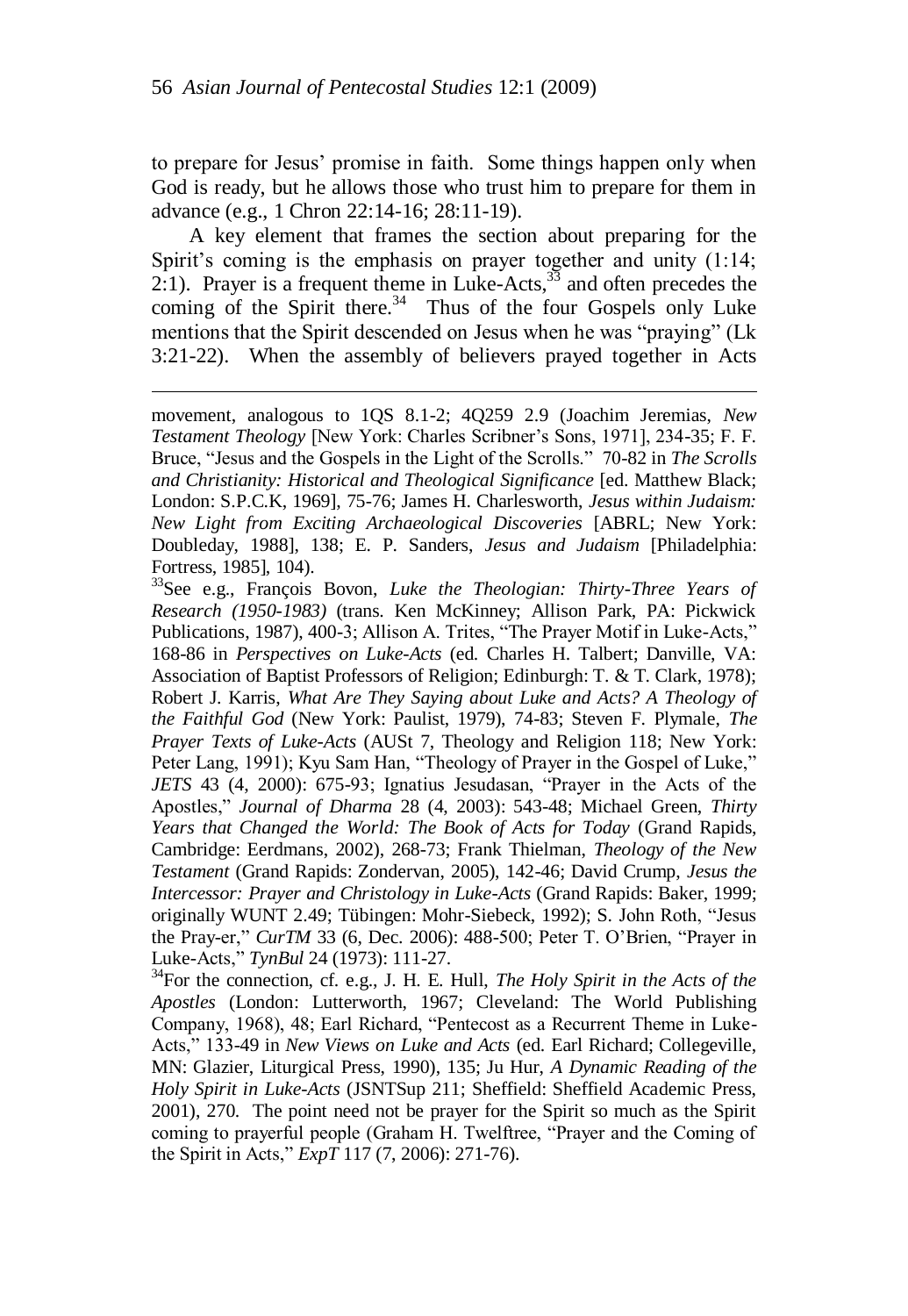to prepare for Jesus' promise in faith. Some things happen only when God is ready, but he allows those who trust him to prepare for them in advance (e.g., 1 Chron 22:14-16; 28:11-19).

A key element that frames the section about preparing for the Spirit's coming is the emphasis on prayer together and unity (1:14; 2:1). Prayer is a frequent theme in Luke-Acts,[33] and often precedes the coming of the Spirit there.[34] Thus of the four Gospels only Luke mentions that the Spirit descended on Jesus when he was "praying" (Lk 3:21-22). When the assembly of believers prayed together in Acts

---

movement, analogous to 1QS 8.1-2; 4Q259 2.9 (Joachim Jeremias, *New Testament Theology* [New York: Charles Scribner's Sons, 1971], 234-35; F. F. Bruce, "Jesus and the Gospels in the Light of the Scrolls." 70-82 in *The Scrolls and Christianity: Historical and Theological Significance* [ed. Matthew Black; London: S.P.C.K, 1969], 75-76; James H. Charlesworth, *Jesus within Judaism: New Light from Exciting Archaeological Discoveries* [ABRL; New York: Doubleday, 1988], 138; E. P. Sanders, *Jesus and Judaism* [Philadelphia: Fortress, 1985], 104).

[33]See e.g., François Bovon, *Luke the Theologian: Thirty-Three Years of Research (1950-1983)* (trans. Ken McKinney; Allison Park, PA: Pickwick Publications, 1987), 400-3; Allison A. Trites, "The Prayer Motif in Luke-Acts," 168-86 in *Perspectives on Luke-Acts* (ed. Charles H. Talbert; Danville, VA: Association of Baptist Professors of Religion; Edinburgh: T. & T. Clark, 1978); Robert J. Karris, *What Are They Saying about Luke and Acts? A Theology of the Faithful God* (New York: Paulist, 1979), 74-83; Steven F. Plymale, *The Prayer Texts of Luke-Acts* (AUSt 7, Theology and Religion 118; New York: Peter Lang, 1991); Kyu Sam Han, "Theology of Prayer in the Gospel of Luke," *JETS* 43 (4, 2000): 675-93; Ignatius Jesudasan, "Prayer in the Acts of the Apostles," *Journal of Dharma* 28 (4, 2003): 543-48; Michael Green, *Thirty Years that Changed the World: The Book of Acts for Today* (Grand Rapids, Cambridge: Eerdmans, 2002), 268-73; Frank Thielman, *Theology of the New Testament* (Grand Rapids: Zondervan, 2005), 142-46; David Crump, *Jesus the Intercessor: Prayer and Christology in Luke-Acts* (Grand Rapids: Baker, 1999; originally WUNT 2.49; Tübingen: Mohr-Siebeck, 1992); S. John Roth, "Jesus the Pray-er," *CurTM* 33 (6, Dec. 2006): 488-500; Peter T. O'Brien, "Prayer in Luke-Acts," *TynBul* 24 (1973): 111-27.

[34]For the connection, cf. e.g., J. H. E. Hull, *The Holy Spirit in the Acts of the Apostles* (London: Lutterworth, 1967; Cleveland: The World Publishing Company, 1968), 48; Earl Richard, "Pentecost as a Recurrent Theme in Luke-Acts," 133-49 in *New Views on Luke and Acts* (ed. Earl Richard; Collegeville, MN: Glazier, Liturgical Press, 1990), 135; Ju Hur, *A Dynamic Reading of the Holy Spirit in Luke-Acts* (JSNTSup 211; Sheffield: Sheffield Academic Press, 2001), 270. The point need not be prayer for the Spirit so much as the Spirit coming to prayerful people (Graham H. Twelftree, "Prayer and the Coming of the Spirit in Acts," *ExpT* 117 (7, 2006): 271-76).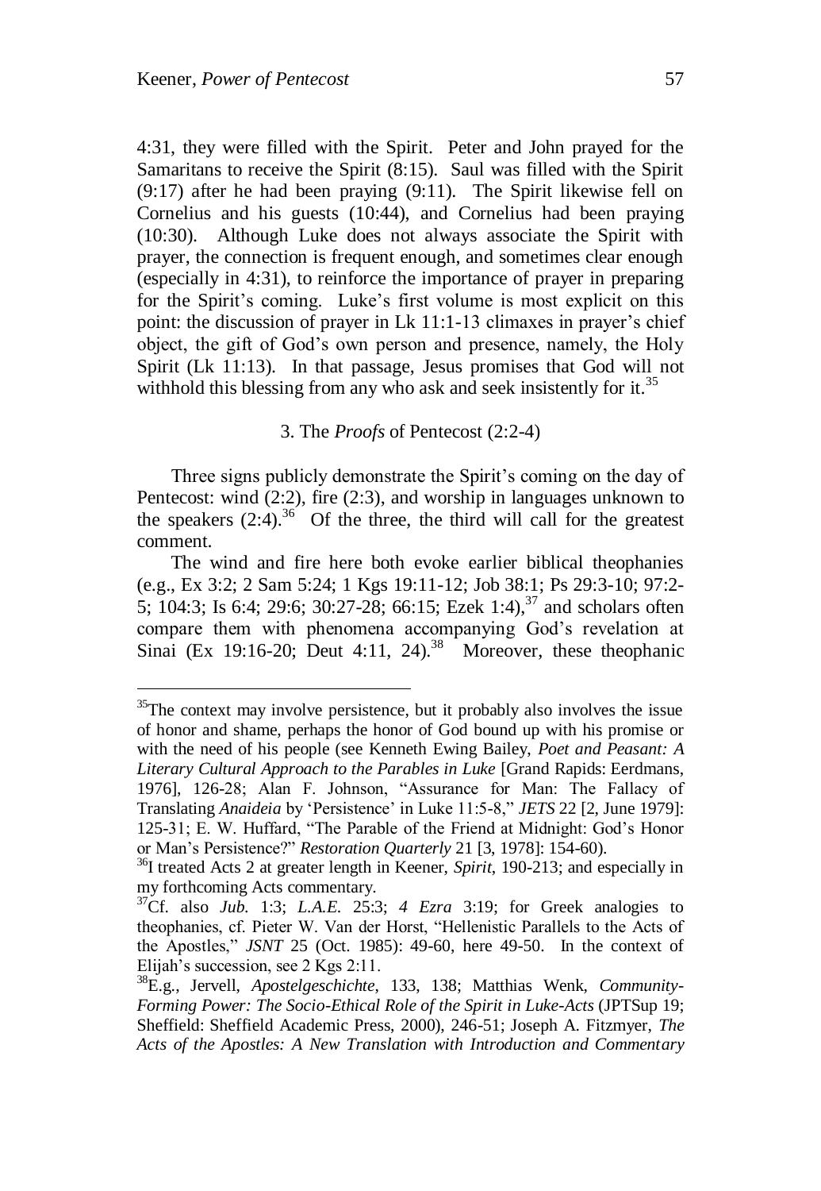4:31, they were filled with the Spirit. Peter and John prayed for the Samaritans to receive the Spirit (8:15). Saul was filled with the Spirit (9:17) after he had been praying (9:11). The Spirit likewise fell on Cornelius and his guests (10:44), and Cornelius had been praying (10:30). Although Luke does not always associate the Spirit with prayer, the connection is frequent enough, and sometimes clear enough (especially in 4:31), to reinforce the importance of prayer in preparing for the Spirit's coming. Luke's first volume is most explicit on this point: the discussion of prayer in Lk 11:1-13 climaxes in prayer's chief object, the gift of God's own person and presence, namely, the Holy Spirit (Lk 11:13). In that passage, Jesus promises that God will not withhold this blessing from any who ask and seek insistently for it.[35]

### 3. The *Proofs* of Pentecost (2:2-4)

Three signs publicly demonstrate the Spirit's coming on the day of Pentecost: wind (2:2), fire (2:3), and worship in languages unknown to the speakers (2:4).[36] Of the three, the third will call for the greatest comment.

The wind and fire here both evoke earlier biblical theophanies (e.g., Ex 3:2; 2 Sam 5:24; 1 Kgs 19:11-12; Job 38:1; Ps 29:3-10; 97:2-5; 104:3; Is 6:4; 29:6; 30:27-28; 66:15; Ezek 1:4),[37] and scholars often compare them with phenomena accompanying God's revelation at Sinai (Ex 19:16-20; Deut 4:11, 24).[38] Moreover, these theophanic

---

[35]The context may involve persistence, but it probably also involves the issue of honor and shame, perhaps the honor of God bound up with his promise or with the need of his people (see Kenneth Ewing Bailey, *Poet and Peasant: A Literary Cultural Approach to the Parables in Luke* [Grand Rapids: Eerdmans, 1976], 126-28; Alan F. Johnson, "Assurance for Man: The Fallacy of Translating *Anaideia* by 'Persistence' in Luke 11:5-8," *JETS* 22 [2, June 1979]: 125-31; E. W. Huffard, "The Parable of the Friend at Midnight: God's Honor or Man's Persistence?" *Restoration Quarterly* 21 [3, 1978]: 154-60).

[36]I treated Acts 2 at greater length in Keener, *Spirit*, 190-213; and especially in my forthcoming Acts commentary.

[37]Cf. also *Jub.* 1:3; *L.A.E.* 25:3; *4 Ezra* 3:19; for Greek analogies to theophanies, cf. Pieter W. Van der Horst, "Hellenistic Parallels to the Acts of the Apostles," *JSNT* 25 (Oct. 1985): 49-60, here 49-50. In the context of Elijah's succession, see 2 Kgs 2:11.

[38]E.g., Jervell, *Apostelgeschichte*, 133, 138; Matthias Wenk, *Community-Forming Power: The Socio-Ethical Role of the Spirit in Luke-Acts* (JPTSup 19; Sheffield: Sheffield Academic Press, 2000), 246-51; Joseph A. Fitzmyer, *The Acts of the Apostles: A New Translation with Introduction and Commentary*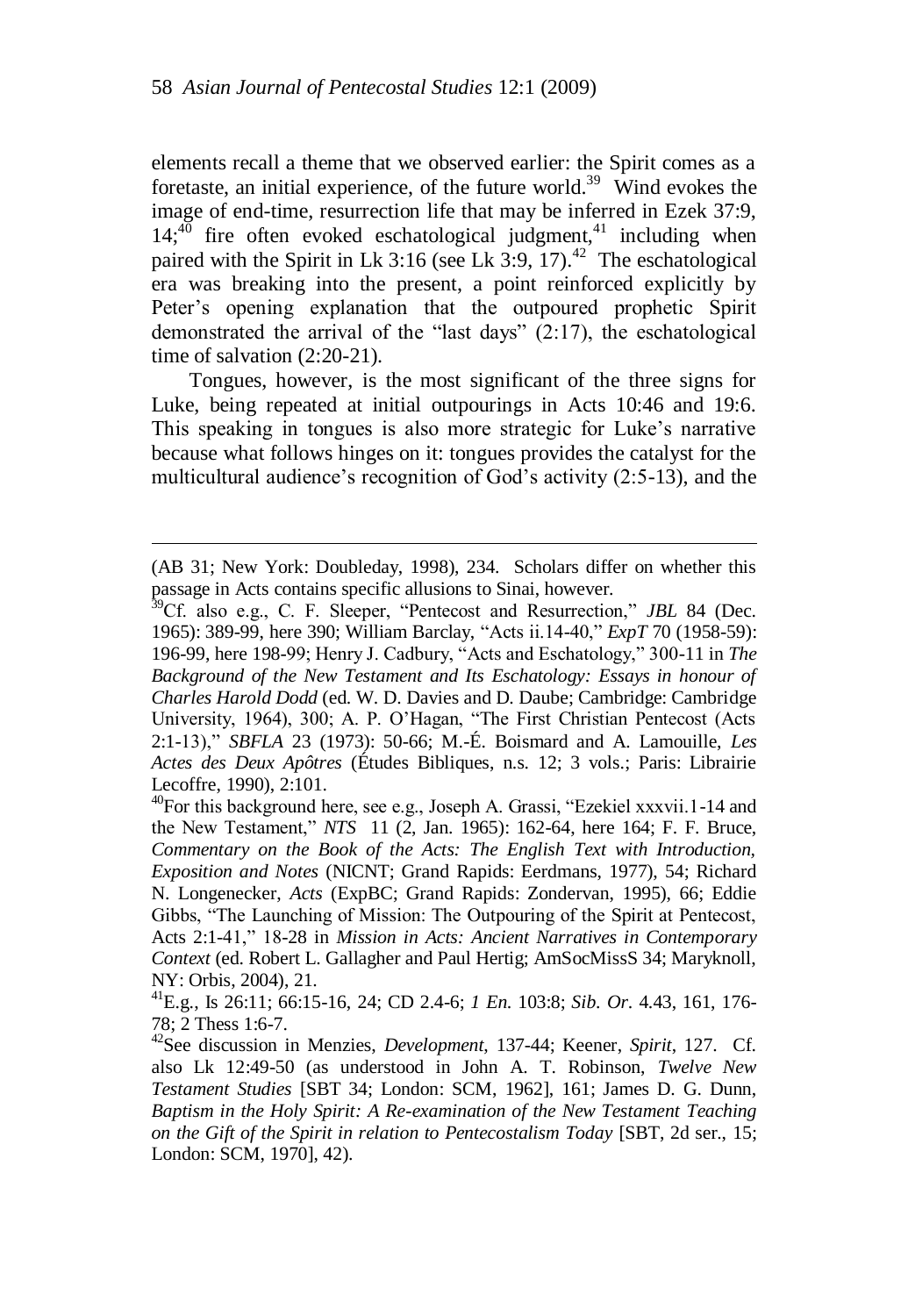elements recall a theme that we observed earlier: the Spirit comes as a foretaste, an initial experience, of the future world.[39] Wind evokes the image of end-time, resurrection life that may be inferred in Ezek 37:9, 14;[40] fire often evoked eschatological judgment,[41] including when paired with the Spirit in Lk 3:16 (see Lk 3:9, 17).[42] The eschatological era was breaking into the present, a point reinforced explicitly by Peter's opening explanation that the outpoured prophetic Spirit demonstrated the arrival of the "last days" (2:17), the eschatological time of salvation (2:20-21).

Tongues, however, is the most significant of the three signs for Luke, being repeated at initial outpourings in Acts 10:46 and 19:6. This speaking in tongues is also more strategic for Luke's narrative because what follows hinges on it: tongues provides the catalyst for the multicultural audience's recognition of God's activity (2:5-13), and the

---

(AB 31; New York: Doubleday, 1998), 234. Scholars differ on whether this passage in Acts contains specific allusions to Sinai, however.

[39]Cf. also e.g., C. F. Sleeper, "Pentecost and Resurrection," *JBL* 84 (Dec. 1965): 389-99, here 390; William Barclay, "Acts ii.14-40," *ExpT* 70 (1958-59): 196-99, here 198-99; Henry J. Cadbury, "Acts and Eschatology," 300-11 in *The Background of the New Testament and Its Eschatology: Essays in honour of Charles Harold Dodd* (ed. W. D. Davies and D. Daube; Cambridge: Cambridge University, 1964), 300; A. P. O'Hagan, "The First Christian Pentecost (Acts 2:1-13)," *SBFLA* 23 (1973): 50-66; M.-É. Boismard and A. Lamouille, *Les Actes des Deux Apôtres* (Études Bibliques, n.s. 12; 3 vols.; Paris: Librairie Lecoffre, 1990), 2:101.

[40]For this background here, see e.g., Joseph A. Grassi, "Ezekiel xxxvii.1-14 and the New Testament," *NTS* 11 (2, Jan. 1965): 162-64, here 164; F. F. Bruce, *Commentary on the Book of the Acts: The English Text with Introduction, Exposition and Notes* (NICNT; Grand Rapids: Eerdmans, 1977), 54; Richard N. Longenecker, *Acts* (ExpBC; Grand Rapids: Zondervan, 1995), 66; Eddie Gibbs, "The Launching of Mission: The Outpouring of the Spirit at Pentecost, Acts 2:1-41," 18-28 in *Mission in Acts: Ancient Narratives in Contemporary Context* (ed. Robert L. Gallagher and Paul Hertig; AmSocMissS 34; Maryknoll, NY: Orbis, 2004), 21.

[41]E.g., Is 26:11; 66:15-16, 24; CD 2.4-6; *1 En.* 103:8; *Sib. Or.* 4.43, 161, 176-78; 2 Thess 1:6-7.

[42]See discussion in Menzies, *Development*, 137-44; Keener, *Spirit*, 127. Cf. also Lk 12:49-50 (as understood in John A. T. Robinson, *Twelve New Testament Studies* [SBT 34; London: SCM, 1962], 161; James D. G. Dunn, *Baptism in the Holy Spirit: A Re-examination of the New Testament Teaching on the Gift of the Spirit in relation to Pentecostalism Today* [SBT, 2d ser., 15; London: SCM, 1970], 42).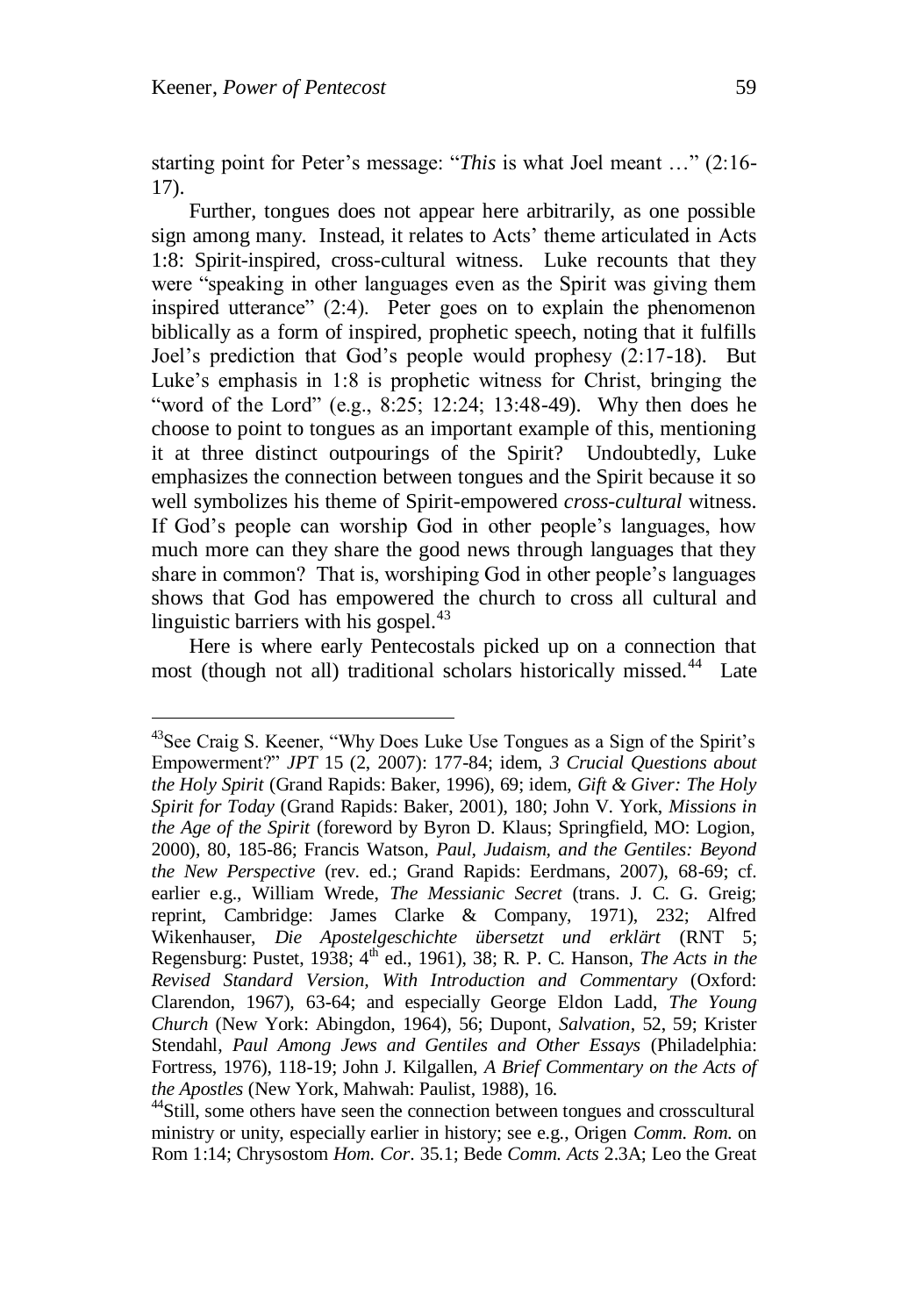starting point for Peter's message: "*This* is what Joel meant …" (2:16-17).

Further, tongues does not appear here arbitrarily, as one possible sign among many. Instead, it relates to Acts' theme articulated in Acts 1:8: Spirit-inspired, cross-cultural witness. Luke recounts that they were "speaking in other languages even as the Spirit was giving them inspired utterance" (2:4). Peter goes on to explain the phenomenon biblically as a form of inspired, prophetic speech, noting that it fulfills Joel's prediction that God's people would prophesy (2:17-18). But Luke's emphasis in 1:8 is prophetic witness for Christ, bringing the "word of the Lord" (e.g., 8:25; 12:24; 13:48-49). Why then does he choose to point to tongues as an important example of this, mentioning it at three distinct outpourings of the Spirit? Undoubtedly, Luke emphasizes the connection between tongues and the Spirit because it so well symbolizes his theme of Spirit-empowered *cross-cultural* witness. If God's people can worship God in other people's languages, how much more can they share the good news through languages that they share in common? That is, worshiping God in other people's languages shows that God has empowered the church to cross all cultural and linguistic barriers with his gospel.[43]

Here is where early Pentecostals picked up on a connection that most (though not all) traditional scholars historically missed.[44] Late

---

[43]See Craig S. Keener, "Why Does Luke Use Tongues as a Sign of the Spirit's Empowerment?" *JPT* 15 (2, 2007): 177-84; idem, *3 Crucial Questions about the Holy Spirit* (Grand Rapids: Baker, 1996), 69; idem, *Gift & Giver: The Holy Spirit for Today* (Grand Rapids: Baker, 2001), 180; John V. York, *Missions in the Age of the Spirit* (foreword by Byron D. Klaus; Springfield, MO: Logion, 2000), 80, 185-86; Francis Watson, *Paul, Judaism, and the Gentiles: Beyond the New Perspective* (rev. ed.; Grand Rapids: Eerdmans, 2007), 68-69; cf. earlier e.g., William Wrede, *The Messianic Secret* (trans. J. C. G. Greig; reprint, Cambridge: James Clarke & Company, 1971), 232; Alfred Wikenhauser, *Die Apostelgeschichte übersetzt und erklärt* (RNT 5; Regensburg: Pustet, 1938; 4th ed., 1961), 38; R. P. C. Hanson, *The Acts in the Revised Standard Version, With Introduction and Commentary* (Oxford: Clarendon, 1967), 63-64; and especially George Eldon Ladd, *The Young Church* (New York: Abingdon, 1964), 56; Dupont, *Salvation*, 52, 59; Krister Stendahl, *Paul Among Jews and Gentiles and Other Essays* (Philadelphia: Fortress, 1976), 118-19; John J. Kilgallen, *A Brief Commentary on the Acts of the Apostles* (New York, Mahwah: Paulist, 1988), 16.

[44]Still, some others have seen the connection between tongues and crosscultural ministry or unity, especially earlier in history; see e.g., Origen *Comm. Rom.* on Rom 1:14; Chrysostom *Hom. Cor.* 35.1; Bede *Comm. Acts* 2.3A; Leo the Great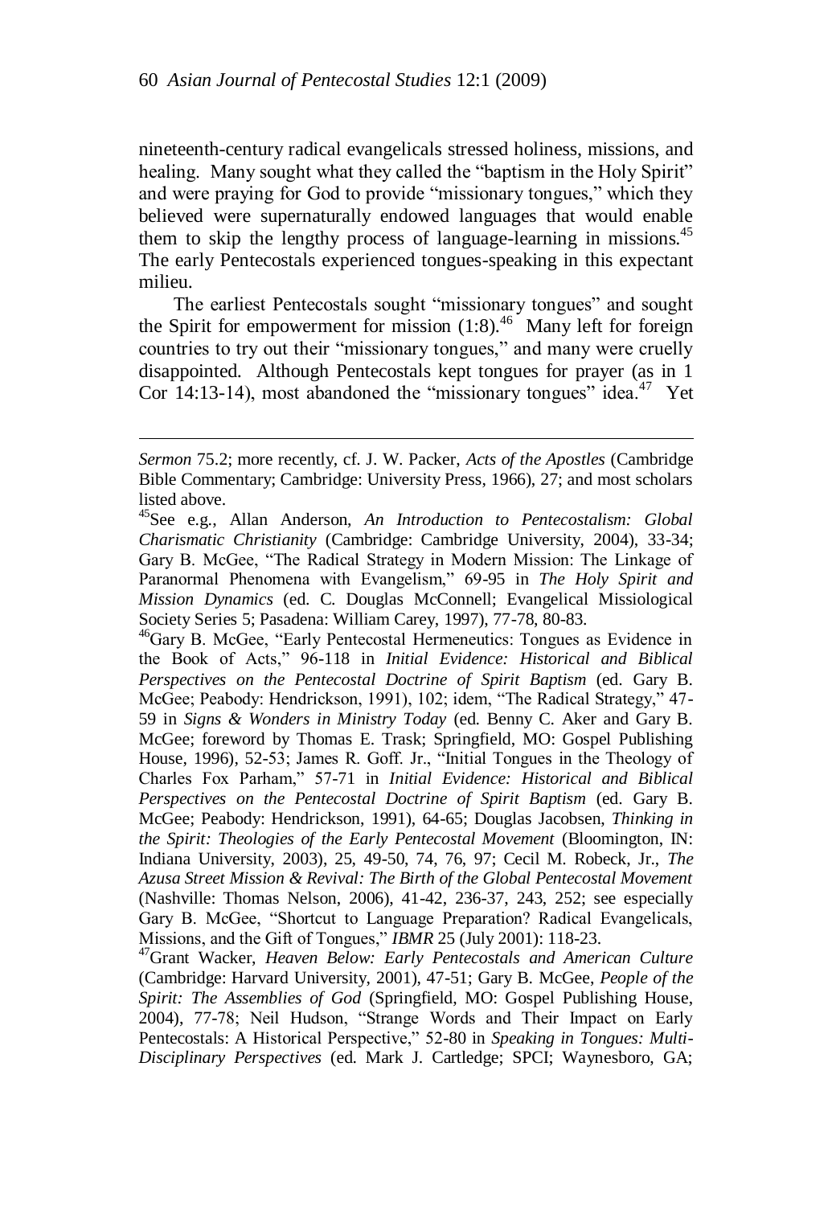nineteenth-century radical evangelicals stressed holiness, missions, and healing. Many sought what they called the "baptism in the Holy Spirit" and were praying for God to provide "missionary tongues," which they believed were supernaturally endowed languages that would enable them to skip the lengthy process of language-learning in missions.[45] The early Pentecostals experienced tongues-speaking in this expectant milieu.

The earliest Pentecostals sought "missionary tongues" and sought the Spirit for empowerment for mission (1:8).[46] Many left for foreign countries to try out their "missionary tongues," and many were cruelly disappointed. Although Pentecostals kept tongues for prayer (as in 1 Cor 14:13-14), most abandoned the "missionary tongues" idea.[47] Yet

---

*Sermon* 75.2; more recently, cf. J. W. Packer, *Acts of the Apostles* (Cambridge Bible Commentary; Cambridge: University Press, 1966), 27; and most scholars listed above.

[45]See e.g., Allan Anderson, *An Introduction to Pentecostalism: Global Charismatic Christianity* (Cambridge: Cambridge University, 2004), 33-34; Gary B. McGee, "The Radical Strategy in Modern Mission: The Linkage of Paranormal Phenomena with Evangelism," 69-95 in *The Holy Spirit and Mission Dynamics* (ed. C. Douglas McConnell; Evangelical Missiological Society Series 5; Pasadena: William Carey, 1997), 77-78, 80-83.

[46]Gary B. McGee, "Early Pentecostal Hermeneutics: Tongues as Evidence in the Book of Acts," 96-118 in *Initial Evidence: Historical and Biblical Perspectives on the Pentecostal Doctrine of Spirit Baptism* (ed. Gary B. McGee; Peabody: Hendrickson, 1991), 102; idem, "The Radical Strategy," 47-59 in *Signs & Wonders in Ministry Today* (ed. Benny C. Aker and Gary B. McGee; foreword by Thomas E. Trask; Springfield, MO: Gospel Publishing House, 1996), 52-53; James R. Goff. Jr., "Initial Tongues in the Theology of Charles Fox Parham," 57-71 in *Initial Evidence: Historical and Biblical Perspectives on the Pentecostal Doctrine of Spirit Baptism* (ed. Gary B. McGee; Peabody: Hendrickson, 1991), 64-65; Douglas Jacobsen, *Thinking in the Spirit: Theologies of the Early Pentecostal Movement* (Bloomington, IN: Indiana University, 2003), 25, 49-50, 74, 76, 97; Cecil M. Robeck, Jr., *The Azusa Street Mission & Revival: The Birth of the Global Pentecostal Movement* (Nashville: Thomas Nelson, 2006), 41-42, 236-37, 243, 252; see especially Gary B. McGee, "Shortcut to Language Preparation? Radical Evangelicals, Missions, and the Gift of Tongues," *IBMR* 25 (July 2001): 118-23.

[47]Grant Wacker, *Heaven Below: Early Pentecostals and American Culture* (Cambridge: Harvard University, 2001), 47-51; Gary B. McGee, *People of the Spirit: The Assemblies of God* (Springfield, MO: Gospel Publishing House, 2004), 77-78; Neil Hudson, "Strange Words and Their Impact on Early Pentecostals: A Historical Perspective," 52-80 in *Speaking in Tongues: Multi-Disciplinary Perspectives* (ed. Mark J. Cartledge; SPCI; Waynesboro, GA;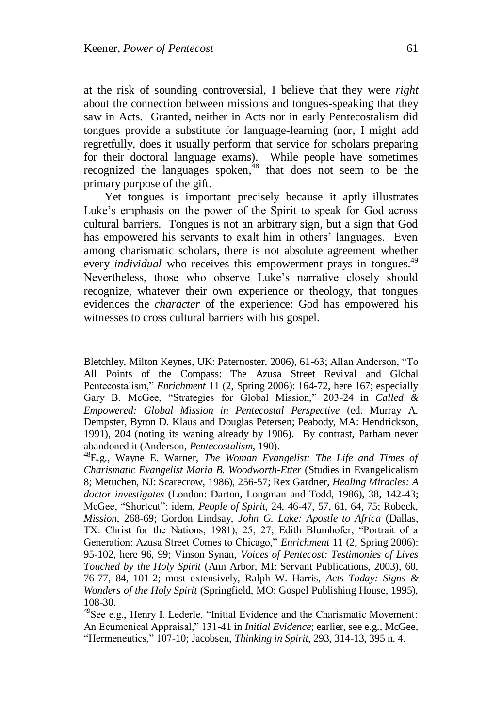at the risk of sounding controversial, I believe that they were *right* about the connection between missions and tongues-speaking that they saw in Acts. Granted, neither in Acts nor in early Pentecostalism did tongues provide a substitute for language-learning (nor, I might add regretfully, does it usually perform that service for scholars preparing for their doctoral language exams). While people have sometimes recognized the languages spoken,[48] that does not seem to be the primary purpose of the gift.

Yet tongues is important precisely because it aptly illustrates Luke's emphasis on the power of the Spirit to speak for God across cultural barriers. Tongues is not an arbitrary sign, but a sign that God has empowered his servants to exalt him in others' languages. Even among charismatic scholars, there is not absolute agreement whether every *individual* who receives this empowerment prays in tongues.[49] Nevertheless, those who observe Luke's narrative closely should recognize, whatever their own experience or theology, that tongues evidences the *character* of the experience: God has empowered his witnesses to cross cultural barriers with his gospel.

---

Bletchley, Milton Keynes, UK: Paternoster, 2006), 61-63; Allan Anderson, "To All Points of the Compass: The Azusa Street Revival and Global Pentecostalism," *Enrichment* 11 (2, Spring 2006): 164-72, here 167; especially Gary B. McGee, "Strategies for Global Mission," 203-24 in *Called & Empowered: Global Mission in Pentecostal Perspective* (ed. Murray A. Dempster, Byron D. Klaus and Douglas Petersen; Peabody, MA: Hendrickson, 1991), 204 (noting its waning already by 1906). By contrast, Parham never abandoned it (Anderson, *Pentecostalism*, 190).

[48]E.g., Wayne E. Warner, *The Woman Evangelist: The Life and Times of Charismatic Evangelist Maria B. Woodworth-Etter* (Studies in Evangelicalism 8; Metuchen, NJ: Scarecrow, 1986), 256-57; Rex Gardner, *Healing Miracles: A doctor investigates* (London: Darton, Longman and Todd, 1986), 38, 142-43; McGee, "Shortcut"; idem, *People of Spirit*, 24, 46-47, 57, 61, 64, 75; Robeck, *Mission*, 268-69; Gordon Lindsay, *John G. Lake: Apostle to Africa* (Dallas, TX: Christ for the Nations, 1981), 25, 27; Edith Blumhofer, "Portrait of a Generation: Azusa Street Comes to Chicago," *Enrichment* 11 (2, Spring 2006): 95-102, here 96, 99; Vinson Synan, *Voices of Pentecost: Testimonies of Lives Touched by the Holy Spirit* (Ann Arbor, MI: Servant Publications, 2003), 60, 76-77, 84, 101-2; most extensively, Ralph W. Harris, *Acts Today: Signs & Wonders of the Holy Spirit* (Springfield, MO: Gospel Publishing House, 1995), 108-30.

[49]See e.g., Henry I. Lederle, "Initial Evidence and the Charismatic Movement: An Ecumenical Appraisal," 131-41 in *Initial Evidence*; earlier, see e.g., McGee, "Hermeneutics," 107-10; Jacobsen, *Thinking in Spirit*, 293, 314-13, 395 n. 4.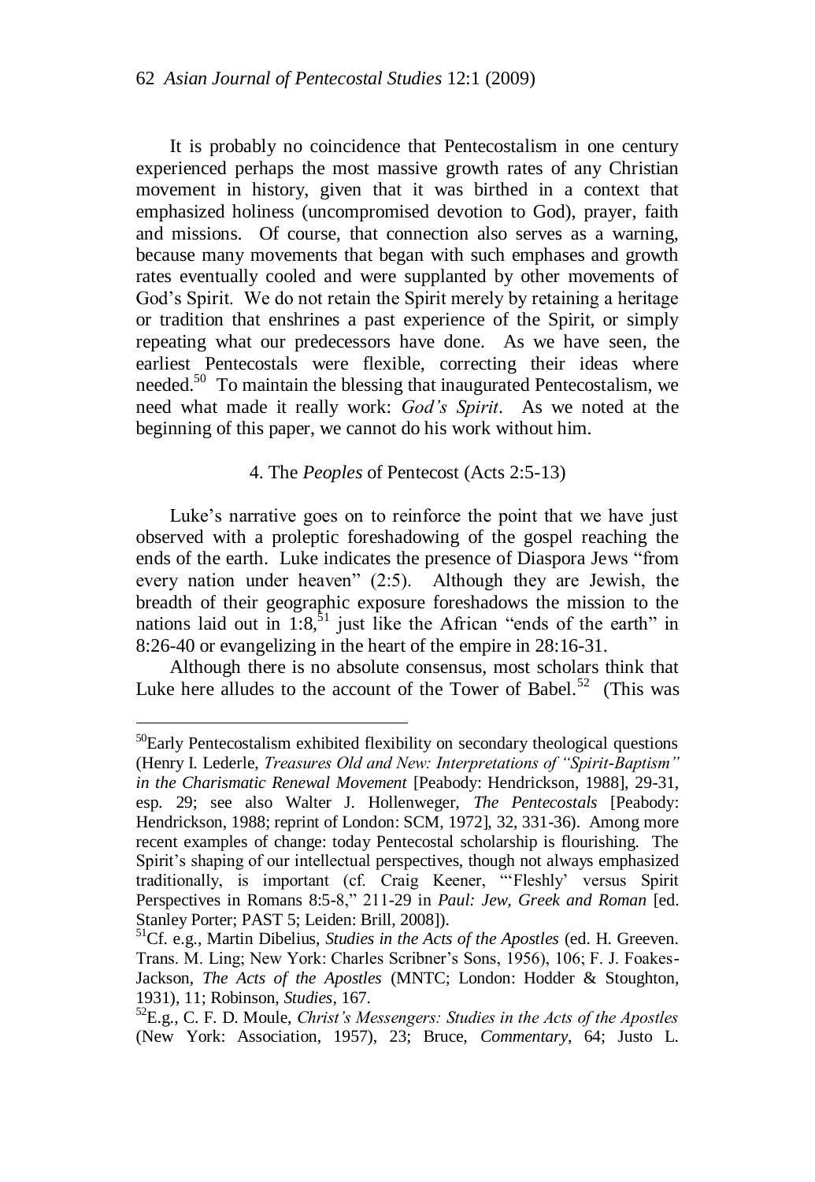It is probably no coincidence that Pentecostalism in one century experienced perhaps the most massive growth rates of any Christian movement in history, given that it was birthed in a context that emphasized holiness (uncompromised devotion to God), prayer, faith and missions. Of course, that connection also serves as a warning, because many movements that began with such emphases and growth rates eventually cooled and were supplanted by other movements of God's Spirit. We do not retain the Spirit merely by retaining a heritage or tradition that enshrines a past experience of the Spirit, or simply repeating what our predecessors have done. As we have seen, the earliest Pentecostals were flexible, correcting their ideas where needed.[50] To maintain the blessing that inaugurated Pentecostalism, we need what made it really work: *God's Spirit*. As we noted at the beginning of this paper, we cannot do his work without him.

## 4. The *Peoples* of Pentecost (Acts 2:5-13)

Luke's narrative goes on to reinforce the point that we have just observed with a proleptic foreshadowing of the gospel reaching the ends of the earth. Luke indicates the presence of Diaspora Jews "from every nation under heaven" (2:5). Although they are Jewish, the breadth of their geographic exposure foreshadows the mission to the nations laid out in 1:8,[51] just like the African "ends of the earth" in 8:26-40 or evangelizing in the heart of the empire in 28:16-31.

Although there is no absolute consensus, most scholars think that Luke here alludes to the account of the Tower of Babel.[52] (This was

---

[50]Early Pentecostalism exhibited flexibility on secondary theological questions (Henry I. Lederle, *Treasures Old and New: Interpretations of "Spirit-Baptism" in the Charismatic Renewal Movement* [Peabody: Hendrickson, 1988], 29-31, esp. 29; see also Walter J. Hollenweger, *The Pentecostals* [Peabody: Hendrickson, 1988; reprint of London: SCM, 1972], 32, 331-36). Among more recent examples of change: today Pentecostal scholarship is flourishing. The Spirit's shaping of our intellectual perspectives, though not always emphasized traditionally, is important (cf. Craig Keener, "'Fleshly' versus Spirit Perspectives in Romans 8:5-8," 211-29 in *Paul: Jew, Greek and Roman* [ed. Stanley Porter; PAST 5; Leiden: Brill, 2008]).

[51]Cf. e.g., Martin Dibelius, *Studies in the Acts of the Apostles* (ed. H. Greeven. Trans. M. Ling; New York: Charles Scribner's Sons, 1956), 106; F. J. Foakes-Jackson, *The Acts of the Apostles* (MNTC; London: Hodder & Stoughton, 1931), 11; Robinson, *Studies*, 167.

[52]E.g., C. F. D. Moule, *Christ's Messengers: Studies in the Acts of the Apostles* (New York: Association, 1957), 23; Bruce, *Commentary*, 64; Justo L.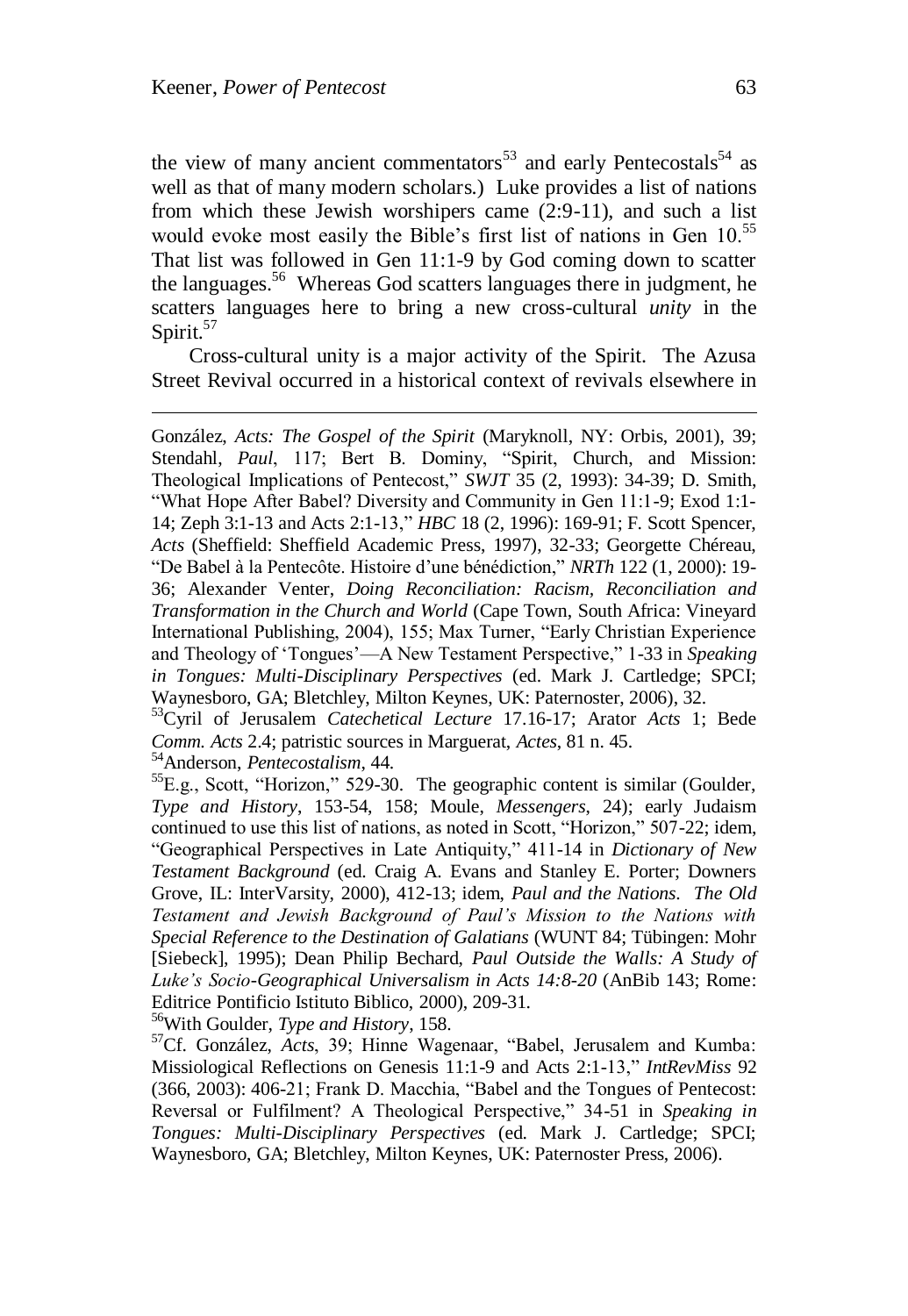the view of many ancient commentators[53] and early Pentecostals[54] as well as that of many modern scholars.) Luke provides a list of nations from which these Jewish worshipers came (2:9-11), and such a list would evoke most easily the Bible's first list of nations in Gen 10.[55] That list was followed in Gen 11:1-9 by God coming down to scatter the languages.[56] Whereas God scatters languages there in judgment, he scatters languages here to bring a new cross-cultural *unity* in the Spirit.[57]

Cross-cultural unity is a major activity of the Spirit. The Azusa Street Revival occurred in a historical context of revivals elsewhere in

---

González, *Acts: The Gospel of the Spirit* (Maryknoll, NY: Orbis, 2001), 39; Stendahl, *Paul*, 117; Bert B. Dominy, "Spirit, Church, and Mission: Theological Implications of Pentecost," *SWJT* 35 (2, 1993): 34-39; D. Smith, "What Hope After Babel? Diversity and Community in Gen 11:1-9; Exod 1:1-14; Zeph 3:1-13 and Acts 2:1-13," *HBC* 18 (2, 1996): 169-91; F. Scott Spencer, *Acts* (Sheffield: Sheffield Academic Press, 1997), 32-33; Georgette Chéreau, "De Babel à la Pentecôte. Histoire d'une bénédiction," *NRTh* 122 (1, 2000): 19-36; Alexander Venter, *Doing Reconciliation: Racism, Reconciliation and Transformation in the Church and World* (Cape Town, South Africa: Vineyard International Publishing, 2004), 155; Max Turner, "Early Christian Experience and Theology of 'Tongues'—A New Testament Perspective," 1-33 in *Speaking in Tongues: Multi-Disciplinary Perspectives* (ed. Mark J. Cartledge; SPCI; Waynesboro, GA; Bletchley, Milton Keynes, UK: Paternoster, 2006), 32.

[53]Cyril of Jerusalem *Catechetical Lecture* 17.16-17; Arator *Acts* 1; Bede *Comm. Acts* 2.4; patristic sources in Marguerat, *Actes*, 81 n. 45.

[54]Anderson, *Pentecostalism*, 44.

[55]E.g., Scott, "Horizon," 529-30. The geographic content is similar (Goulder, *Type and History*, 153-54, 158; Moule, *Messengers*, 24); early Judaism continued to use this list of nations, as noted in Scott, "Horizon," 507-22; idem, "Geographical Perspectives in Late Antiquity," 411-14 in *Dictionary of New Testament Background* (ed. Craig A. Evans and Stanley E. Porter; Downers Grove, IL: InterVarsity, 2000), 412-13; idem, *Paul and the Nations. The Old Testament and Jewish Background of Paul's Mission to the Nations with Special Reference to the Destination of Galatians* (WUNT 84; Tübingen: Mohr [Siebeck], 1995); Dean Philip Bechard, *Paul Outside the Walls: A Study of Luke's Socio-Geographical Universalism in Acts 14:8-20* (AnBib 143; Rome: Editrice Pontificio Istituto Biblico, 2000), 209-31.

[56]With Goulder, *Type and History*, 158.

[57]Cf. González, *Acts*, 39; Hinne Wagenaar, "Babel, Jerusalem and Kumba: Missiological Reflections on Genesis 11:1-9 and Acts 2:1-13," *IntRevMiss* 92 (366, 2003): 406-21; Frank D. Macchia, "Babel and the Tongues of Pentecost: Reversal or Fulfilment? A Theological Perspective," 34-51 in *Speaking in Tongues: Multi-Disciplinary Perspectives* (ed. Mark J. Cartledge; SPCI; Waynesboro, GA; Bletchley, Milton Keynes, UK: Paternoster Press, 2006).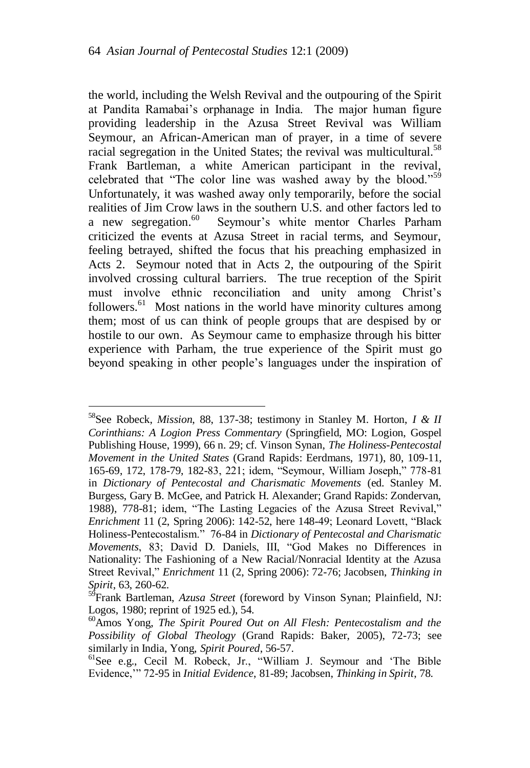the world, including the Welsh Revival and the outpouring of the Spirit at Pandita Ramabai's orphanage in India. The major human figure providing leadership in the Azusa Street Revival was William Seymour, an African-American man of prayer, in a time of severe racial segregation in the United States; the revival was multicultural.[58] Frank Bartleman, a white American participant in the revival, celebrated that "The color line was washed away by the blood."[59] Unfortunately, it was washed away only temporarily, before the social realities of Jim Crow laws in the southern U.S. and other factors led to a new segregation.[60] Seymour's white mentor Charles Parham criticized the events at Azusa Street in racial terms, and Seymour, feeling betrayed, shifted the focus that his preaching emphasized in Acts 2. Seymour noted that in Acts 2, the outpouring of the Spirit involved crossing cultural barriers. The true reception of the Spirit must involve ethnic reconciliation and unity among Christ's followers.[61] Most nations in the world have minority cultures among them; most of us can think of people groups that are despised by or hostile to our own. As Seymour came to emphasize through his bitter experience with Parham, the true experience of the Spirit must go beyond speaking in other people's languages under the inspiration of

---

[58]See Robeck, *Mission*, 88, 137-38; testimony in Stanley M. Horton, *I & II Corinthians: A Logion Press Commentary* (Springfield, MO: Logion, Gospel Publishing House, 1999), 66 n. 29; cf. Vinson Synan, *The Holiness-Pentecostal Movement in the United States* (Grand Rapids: Eerdmans, 1971), 80, 109-11, 165-69, 172, 178-79, 182-83, 221; idem, "Seymour, William Joseph," 778-81 in *Dictionary of Pentecostal and Charismatic Movements* (ed. Stanley M. Burgess, Gary B. McGee, and Patrick H. Alexander; Grand Rapids: Zondervan, 1988), 778-81; idem, "The Lasting Legacies of the Azusa Street Revival," *Enrichment* 11 (2, Spring 2006): 142-52, here 148-49; Leonard Lovett, "Black Holiness-Pentecostalism." 76-84 in *Dictionary of Pentecostal and Charismatic Movements*, 83; David D. Daniels, III, "God Makes no Differences in Nationality: The Fashioning of a New Racial/Nonracial Identity at the Azusa Street Revival," *Enrichment* 11 (2, Spring 2006): 72-76; Jacobsen, *Thinking in Spirit*, 63, 260-62.

[59]Frank Bartleman, *Azusa Street* (foreword by Vinson Synan; Plainfield, NJ: Logos, 1980; reprint of 1925 ed.), 54.

[60]Amos Yong, *The Spirit Poured Out on All Flesh: Pentecostalism and the Possibility of Global Theology* (Grand Rapids: Baker, 2005), 72-73; see similarly in India, Yong, *Spirit Poured*, 56-57.

[61]See e.g., Cecil M. Robeck, Jr., "William J. Seymour and 'The Bible Evidence,'" 72-95 in *Initial Evidence*, 81-89; Jacobsen, *Thinking in Spirit*, 78.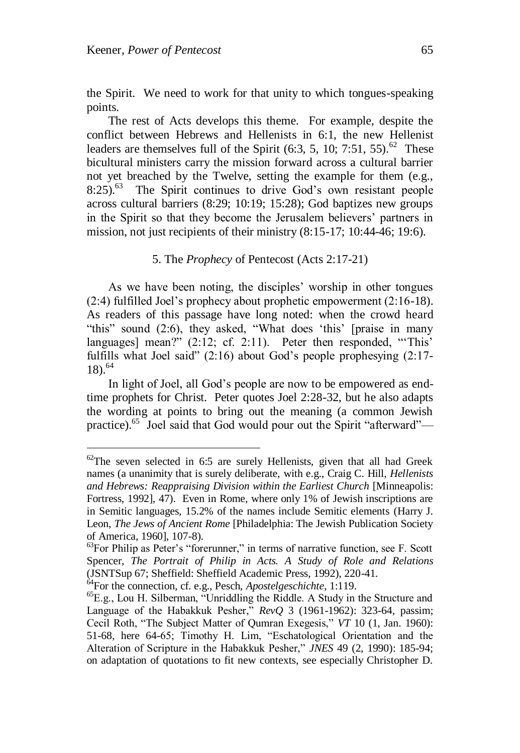the Spirit. We need to work for that unity to which tongues-speaking points.

The rest of Acts develops this theme. For example, despite the conflict between Hebrews and Hellenists in 6:1, the new Hellenist leaders are themselves full of the Spirit (6:3, 5, 10; 7:51, 55).[62] These bicultural ministers carry the mission forward across a cultural barrier not yet breached by the Twelve, setting the example for them (e.g., 8:25).[63] The Spirit continues to drive God's own resistant people across cultural barriers (8:29; 10:19; 15:28); God baptizes new groups in the Spirit so that they become the Jerusalem believers' partners in mission, not just recipients of their ministry (8:15-17; 10:44-46; 19:6).

## 5. The *Prophecy* of Pentecost (Acts 2:17-21)

As we have been noting, the disciples' worship in other tongues (2:4) fulfilled Joel's prophecy about prophetic empowerment (2:16-18). As readers of this passage have long noted: when the crowd heard "this" sound (2:6), they asked, "What does 'this' [praise in many languages] mean?" (2:12; cf. 2:11). Peter then responded, "'This' fulfills what Joel said" (2:16) about God's people prophesying (2:17-18).[64]

In light of Joel, all God's people are now to be empowered as end-time prophets for Christ. Peter quotes Joel 2:28-32, but he also adapts the wording at points to bring out the meaning (a common Jewish practice).[65] Joel said that God would pour out the Spirit "afterward"—

---

[62]The seven selected in 6:5 are surely Hellenists, given that all had Greek names (a unanimity that is surely deliberate, with e.g., Craig C. Hill, *Hellenists and Hebrews: Reappraising Division within the Earliest Church* [Minneapolis: Fortress, 1992], 47). Even in Rome, where only 1% of Jewish inscriptions are in Semitic languages, 15.2% of the names include Semitic elements (Harry J. Leon, *The Jews of Ancient Rome* [Philadelphia: The Jewish Publication Society of America, 1960], 107-8).

[63]For Philip as Peter's "forerunner," in terms of narrative function, see F. Scott Spencer, *The Portrait of Philip in Acts. A Study of Role and Relations* (JSNTSup 67; Sheffield: Sheffield Academic Press, 1992), 220-41.

[64]For the connection, cf. e.g., Pesch, *Apostelgeschichte*, 1:119.

[65]E.g., Lou H. Silberman, "Unriddling the Riddle. A Study in the Structure and Language of the Habakkuk Pesher," *RevQ* 3 (1961-1962): 323-64, passim; Cecil Roth, "The Subject Matter of Qumran Exegesis," *VT* 10 (1, Jan. 1960): 51-68, here 64-65; Timothy H. Lim, "Eschatological Orientation and the Alteration of Scripture in the Habakkuk Pesher," *JNES* 49 (2, 1990): 185-94; on adaptation of quotations to fit new contexts, see especially Christopher D.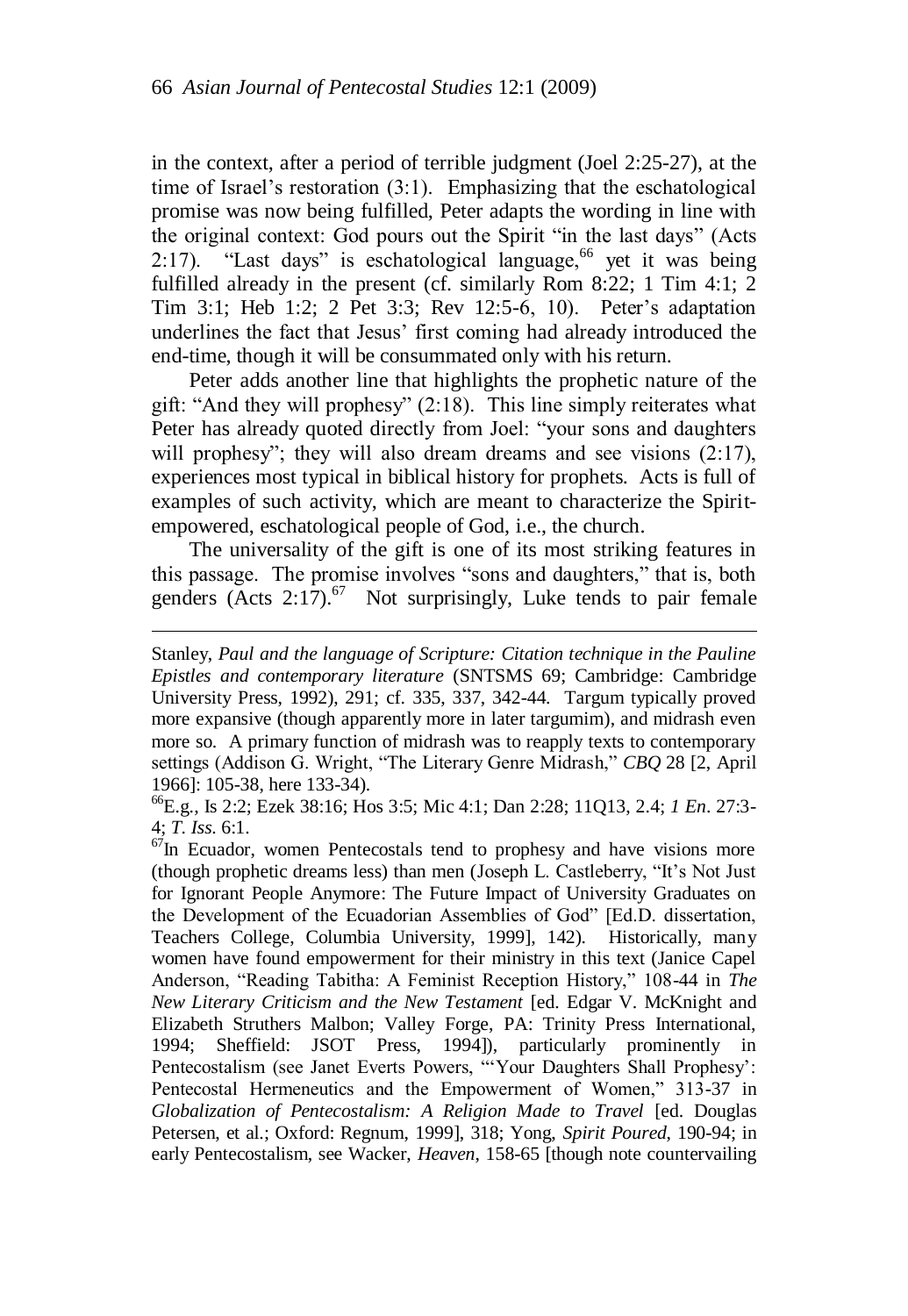in the context, after a period of terrible judgment (Joel 2:25-27), at the time of Israel's restoration (3:1). Emphasizing that the eschatological promise was now being fulfilled, Peter adapts the wording in line with the original context: God pours out the Spirit "in the last days" (Acts 2:17). "Last days" is eschatological language,[66] yet it was being fulfilled already in the present (cf. similarly Rom 8:22; 1 Tim 4:1; 2 Tim 3:1; Heb 1:2; 2 Pet 3:3; Rev 12:5-6, 10). Peter's adaptation underlines the fact that Jesus' first coming had already introduced the end-time, though it will be consummated only with his return.

Peter adds another line that highlights the prophetic nature of the gift: "And they will prophesy" (2:18). This line simply reiterates what Peter has already quoted directly from Joel: "your sons and daughters will prophesy"; they will also dream dreams and see visions (2:17), experiences most typical in biblical history for prophets. Acts is full of examples of such activity, which are meant to characterize the Spirit-empowered, eschatological people of God, i.e., the church.

The universality of the gift is one of its most striking features in this passage. The promise involves "sons and daughters," that is, both genders (Acts 2:17).[67] Not surprisingly, Luke tends to pair female

---

Stanley, *Paul and the language of Scripture: Citation technique in the Pauline Epistles and contemporary literature* (SNTSMS 69; Cambridge: Cambridge University Press, 1992), 291; cf. 335, 337, 342-44. Targum typically proved more expansive (though apparently more in later targumim), and midrash even more so. A primary function of midrash was to reapply texts to contemporary settings (Addison G. Wright, "The Literary Genre Midrash," *CBQ* 28 [2, April 1966]: 105-38, here 133-34).

[66]E.g., Is 2:2; Ezek 38:16; Hos 3:5; Mic 4:1; Dan 2:28; 11Q13, 2.4; *1 En*. 27:3-4; *T. Iss*. 6:1.

[67]In Ecuador, women Pentecostals tend to prophesy and have visions more (though prophetic dreams less) than men (Joseph L. Castleberry, "It's Not Just for Ignorant People Anymore: The Future Impact of University Graduates on the Development of the Ecuadorian Assemblies of God" [Ed.D. dissertation, Teachers College, Columbia University, 1999], 142). Historically, many women have found empowerment for their ministry in this text (Janice Capel Anderson, "Reading Tabitha: A Feminist Reception History," 108-44 in *The New Literary Criticism and the New Testament* [ed. Edgar V. McKnight and Elizabeth Struthers Malbon; Valley Forge, PA: Trinity Press International, 1994; Sheffield: JSOT Press, 1994]), particularly prominently in Pentecostalism (see Janet Everts Powers, "'Your Daughters Shall Prophesy': Pentecostal Hermeneutics and the Empowerment of Women," 313-37 in *Globalization of Pentecostalism: A Religion Made to Travel* [ed. Douglas Petersen, et al.; Oxford: Regnum, 1999], 318; Yong, *Spirit Poured*, 190-94; in early Pentecostalism, see Wacker, *Heaven*, 158-65 [though note countervailing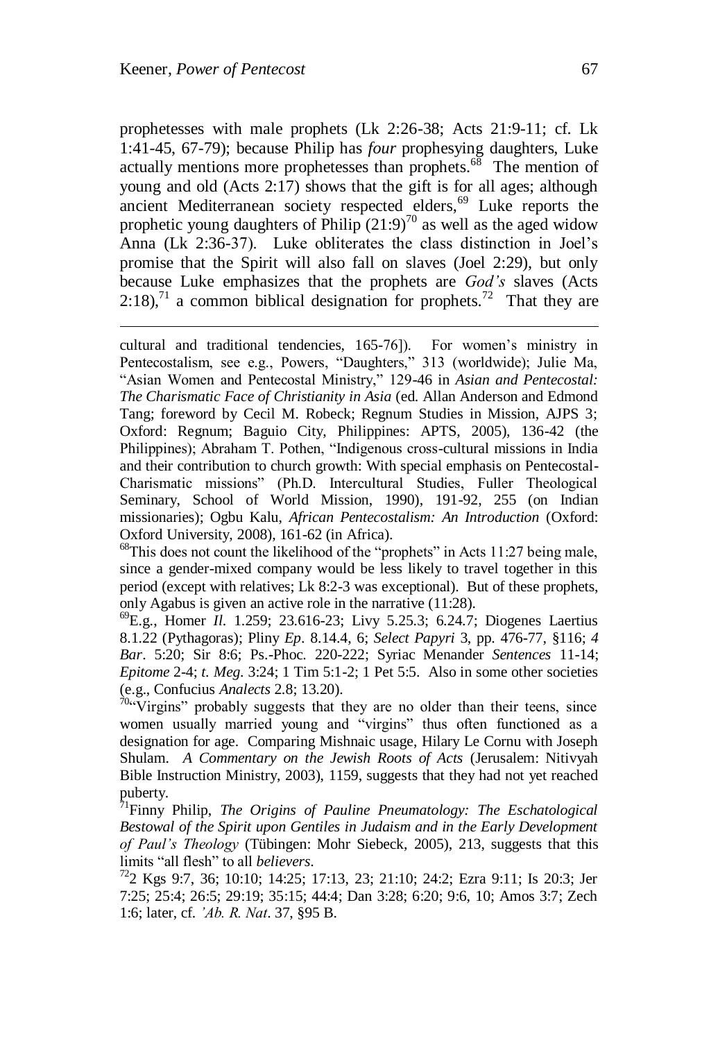prophetesses with male prophets (Lk 2:26-38; Acts 21:9-11; cf. Lk 1:41-45, 67-79); because Philip has *four* prophesying daughters, Luke actually mentions more prophetesses than prophets.[68] The mention of young and old (Acts 2:17) shows that the gift is for all ages; although ancient Mediterranean society respected elders,[69] Luke reports the prophetic young daughters of Philip (21:9)[70] as well as the aged widow Anna (Lk 2:36-37). Luke obliterates the class distinction in Joel's promise that the Spirit will also fall on slaves (Joel 2:29), but only because Luke emphasizes that the prophets are *God's* slaves (Acts 2:18),[71] a common biblical designation for prophets.[72] That they are

---

cultural and traditional tendencies, 165-76]). For women's ministry in Pentecostalism, see e.g., Powers, "Daughters," 313 (worldwide); Julie Ma, "Asian Women and Pentecostal Ministry," 129-46 in *Asian and Pentecostal: The Charismatic Face of Christianity in Asia* (ed. Allan Anderson and Edmond Tang; foreword by Cecil M. Robeck; Regnum Studies in Mission, AJPS 3; Oxford: Regnum; Baguio City, Philippines: APTS, 2005), 136-42 (the Philippines); Abraham T. Pothen, "Indigenous cross-cultural missions in India and their contribution to church growth: With special emphasis on Pentecostal-Charismatic missions" (Ph.D. Intercultural Studies, Fuller Theological Seminary, School of World Mission, 1990), 191-92, 255 (on Indian missionaries); Ogbu Kalu, *African Pentecostalism: An Introduction* (Oxford: Oxford University, 2008), 161-62 (in Africa).

[68]This does not count the likelihood of the "prophets" in Acts 11:27 being male, since a gender-mixed company would be less likely to travel together in this period (except with relatives; Lk 8:2-3 was exceptional). But of these prophets, only Agabus is given an active role in the narrative (11:28).

[69]E.g., Homer *Il.* 1.259; 23.616-23; Livy 5.25.3; 6.24.7; Diogenes Laertius 8.1.22 (Pythagoras); Pliny *Ep*. 8.14.4, 6; *Select Papyri* 3, pp. 476-77, §116; *4 Bar*. 5:20; Sir 8:6; Ps.-Phoc. 220-222; Syriac Menander *Sentences* 11-14; *Epitome* 2-4; *t. Meg.* 3:24; 1 Tim 5:1-2; 1 Pet 5:5. Also in some other societies (e.g., Confucius *Analects* 2.8; 13.20).

[70]"Virgins" probably suggests that they are no older than their teens, since women usually married young and "virgins" thus often functioned as a designation for age. Comparing Mishnaic usage, Hilary Le Cornu with Joseph Shulam. *A Commentary on the Jewish Roots of Acts* (Jerusalem: Nitivyah Bible Instruction Ministry, 2003), 1159, suggests that they had not yet reached puberty.

[71]Finny Philip, *The Origins of Pauline Pneumatology: The Eschatological Bestowal of the Spirit upon Gentiles in Judaism and in the Early Development of Paul's Theology* (Tübingen: Mohr Siebeck, 2005), 213, suggests that this limits "all flesh" to all *believers*.

[72]2 Kgs 9:7, 36; 10:10; 14:25; 17:13, 23; 21:10; 24:2; Ezra 9:11; Is 20:3; Jer 7:25; 25:4; 26:5; 29:19; 35:15; 44:4; Dan 3:28; 6:20; 9:6, 10; Amos 3:7; Zech 1:6; later, cf. *'Ab. R. Nat*. 37, §95 B.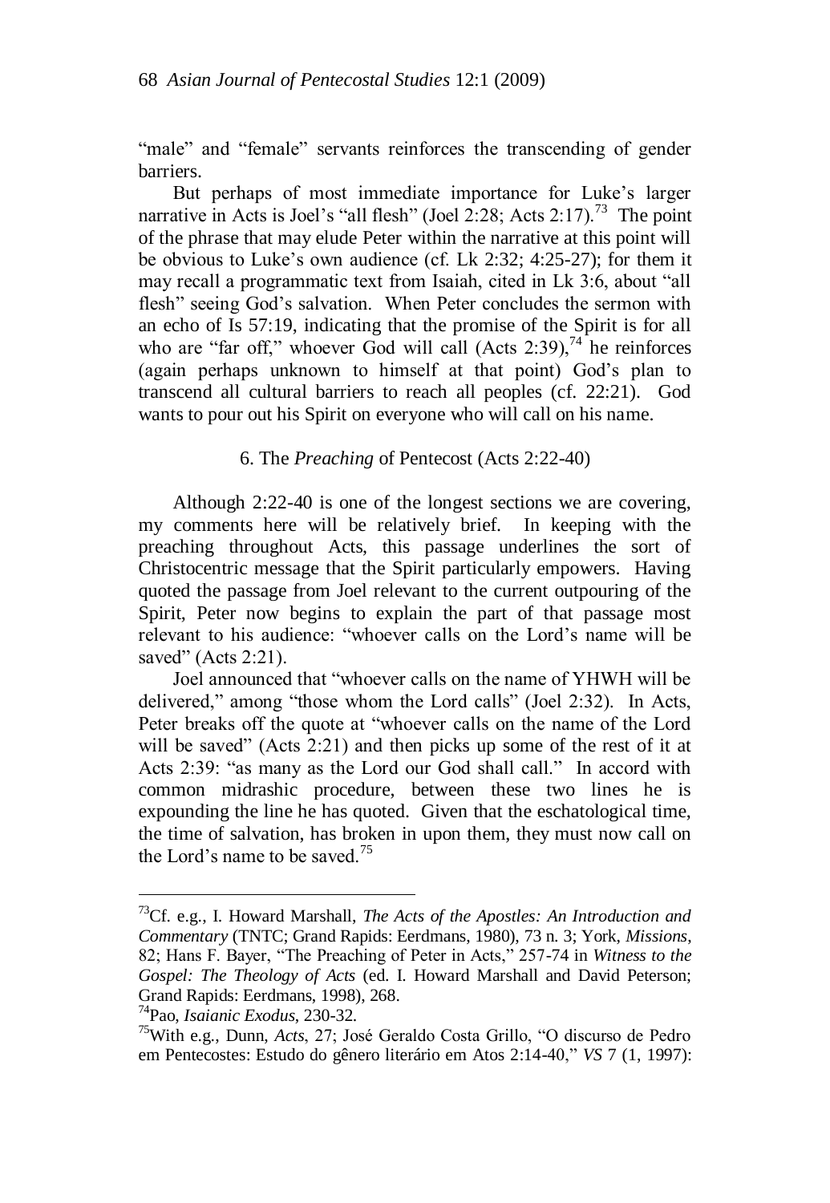"male" and "female" servants reinforces the transcending of gender barriers.

But perhaps of most immediate importance for Luke's larger narrative in Acts is Joel's "all flesh" (Joel 2:28; Acts 2:17).[73] The point of the phrase that may elude Peter within the narrative at this point will be obvious to Luke's own audience (cf. Lk 2:32; 4:25-27); for them it may recall a programmatic text from Isaiah, cited in Lk 3:6, about "all flesh" seeing God's salvation. When Peter concludes the sermon with an echo of Is 57:19, indicating that the promise of the Spirit is for all who are "far off," whoever God will call (Acts 2:39),[74] he reinforces (again perhaps unknown to himself at that point) God's plan to transcend all cultural barriers to reach all peoples (cf. 22:21). God wants to pour out his Spirit on everyone who will call on his name.

### 6. The *Preaching* of Pentecost (Acts 2:22-40)

Although 2:22-40 is one of the longest sections we are covering, my comments here will be relatively brief. In keeping with the preaching throughout Acts, this passage underlines the sort of Christocentric message that the Spirit particularly empowers. Having quoted the passage from Joel relevant to the current outpouring of the Spirit, Peter now begins to explain the part of that passage most relevant to his audience: "whoever calls on the Lord's name will be saved" (Acts 2:21).

Joel announced that "whoever calls on the name of YHWH will be delivered," among "those whom the Lord calls" (Joel 2:32). In Acts, Peter breaks off the quote at "whoever calls on the name of the Lord will be saved" (Acts 2:21) and then picks up some of the rest of it at Acts 2:39: "as many as the Lord our God shall call." In accord with common midrashic procedure, between these two lines he is expounding the line he has quoted. Given that the eschatological time, the time of salvation, has broken in upon them, they must now call on the Lord's name to be saved.[75]

---

[73]Cf. e.g., I. Howard Marshall, *The Acts of the Apostles: An Introduction and Commentary* (TNTC; Grand Rapids: Eerdmans, 1980), 73 n. 3; York, *Missions*, 82; Hans F. Bayer, "The Preaching of Peter in Acts," 257-74 in *Witness to the Gospel: The Theology of Acts* (ed. I. Howard Marshall and David Peterson; Grand Rapids: Eerdmans, 1998), 268.

[74]Pao, *Isaianic Exodus*, 230-32.

[75]With e.g., Dunn, *Acts*, 27; José Geraldo Costa Grillo, "O discurso de Pedro em Pentecostes: Estudo do gênero literário em Atos 2:14-40," *VS* 7 (1, 1997):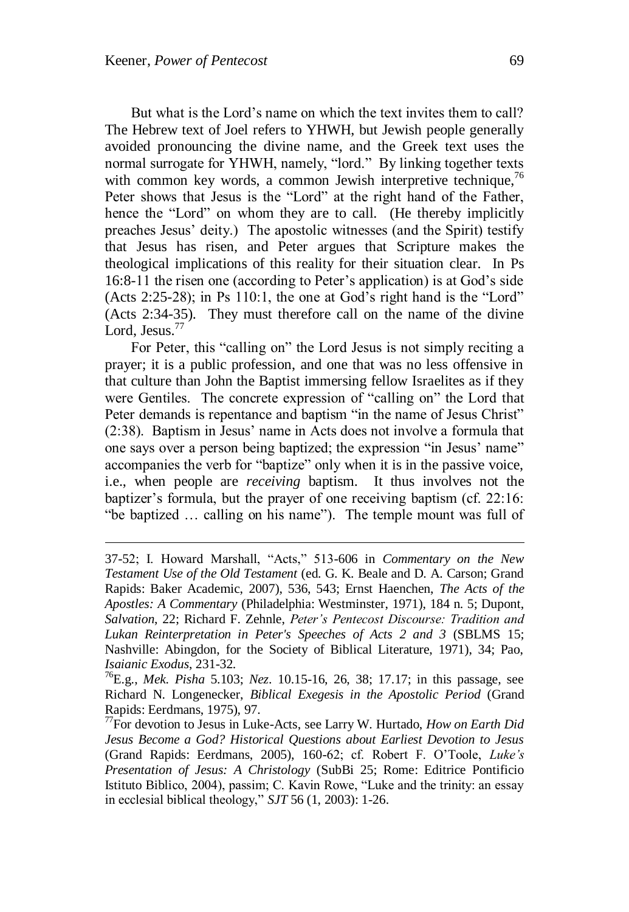But what is the Lord's name on which the text invites them to call? The Hebrew text of Joel refers to YHWH, but Jewish people generally avoided pronouncing the divine name, and the Greek text uses the normal surrogate for YHWH, namely, "lord." By linking together texts with common key words, a common Jewish interpretive technique,[76] Peter shows that Jesus is the "Lord" at the right hand of the Father, hence the "Lord" on whom they are to call. (He thereby implicitly preaches Jesus' deity.) The apostolic witnesses (and the Spirit) testify that Jesus has risen, and Peter argues that Scripture makes the theological implications of this reality for their situation clear. In Ps 16:8-11 the risen one (according to Peter's application) is at God's side (Acts 2:25-28); in Ps 110:1, the one at God's right hand is the "Lord" (Acts 2:34-35). They must therefore call on the name of the divine Lord, Jesus.[77]

For Peter, this "calling on" the Lord Jesus is not simply reciting a prayer; it is a public profession, and one that was no less offensive in that culture than John the Baptist immersing fellow Israelites as if they were Gentiles. The concrete expression of "calling on" the Lord that Peter demands is repentance and baptism "in the name of Jesus Christ" (2:38). Baptism in Jesus' name in Acts does not involve a formula that one says over a person being baptized; the expression "in Jesus' name" accompanies the verb for "baptize" only when it is in the passive voice, i.e., when people are *receiving* baptism. It thus involves not the baptizer's formula, but the prayer of one receiving baptism (cf. 22:16: "be baptized … calling on his name"). The temple mount was full of

---

37-52; I. Howard Marshall, "Acts," 513-606 in *Commentary on the New Testament Use of the Old Testament* (ed. G. K. Beale and D. A. Carson; Grand Rapids: Baker Academic, 2007), 536, 543; Ernst Haenchen, *The Acts of the Apostles: A Commentary* (Philadelphia: Westminster, 1971), 184 n. 5; Dupont, *Salvation*, 22; Richard F. Zehnle, *Peter's Pentecost Discourse: Tradition and Lukan Reinterpretation in Peter's Speeches of Acts 2 and 3* (SBLMS 15; Nashville: Abingdon, for the Society of Biblical Literature, 1971), 34; Pao, *Isaianic Exodus*, 231-32.

[76] E.g., *Mek. Pisha* 5.103; *Nez*. 10.15-16, 26, 38; 17.17; in this passage, see Richard N. Longenecker, *Biblical Exegesis in the Apostolic Period* (Grand Rapids: Eerdmans, 1975), 97.

[77] For devotion to Jesus in Luke-Acts, see Larry W. Hurtado, *How on Earth Did Jesus Become a God? Historical Questions about Earliest Devotion to Jesus* (Grand Rapids: Eerdmans, 2005), 160-62; cf. Robert F. O'Toole, *Luke's Presentation of Jesus: A Christology* (SubBi 25; Rome: Editrice Pontificio Istituto Biblico, 2004), passim; C. Kavin Rowe, "Luke and the trinity: an essay in ecclesial biblical theology," *SJT* 56 (1, 2003): 1-26.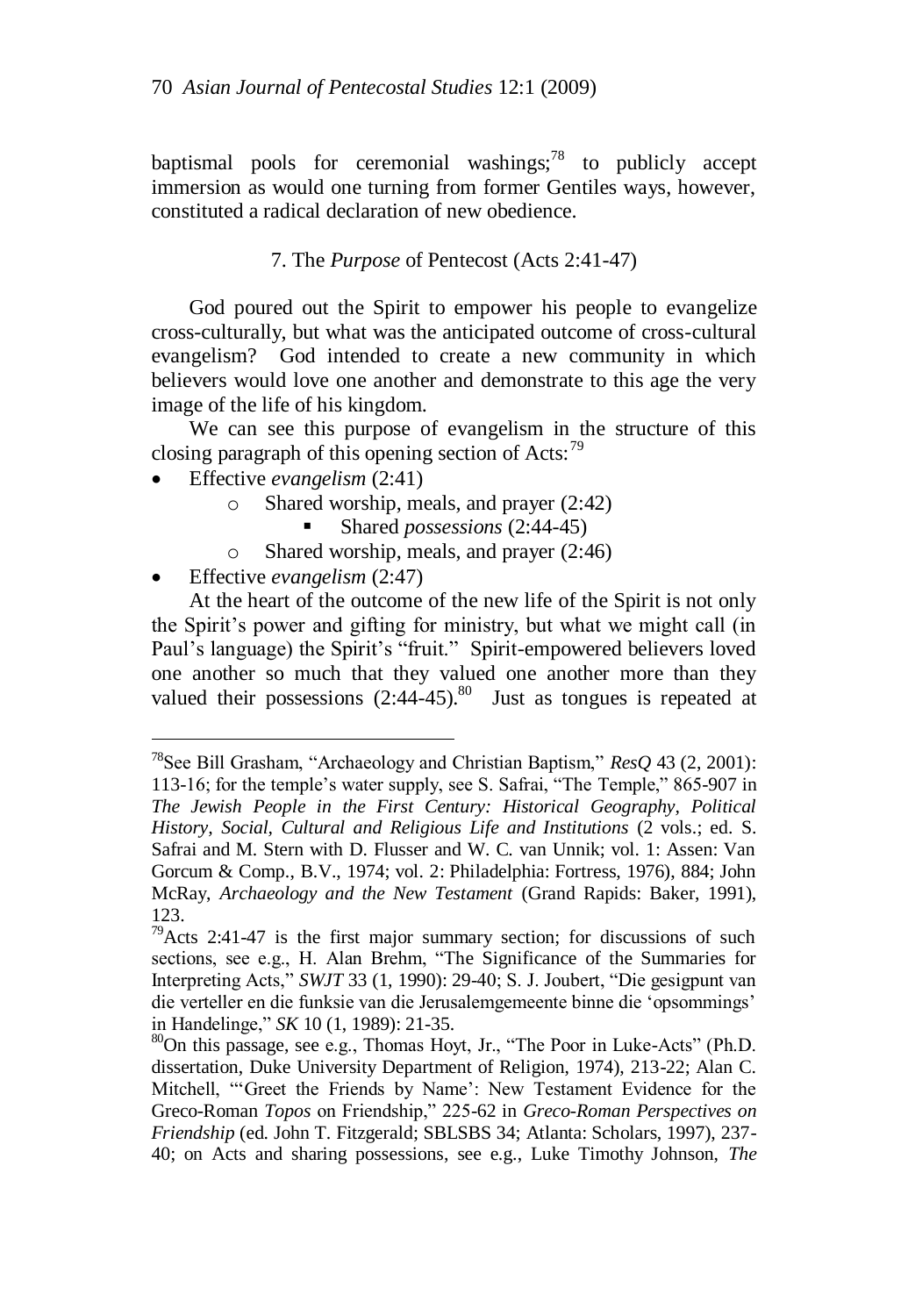baptismal pools for ceremonial washings;[78] to publicly accept immersion as would one turning from former Gentiles ways, however, constituted a radical declaration of new obedience.

## 7. The *Purpose* of Pentecost (Acts 2:41-47)

God poured out the Spirit to empower his people to evangelize cross-culturally, but what was the anticipated outcome of cross-cultural evangelism? God intended to create a new community in which believers would love one another and demonstrate to this age the very image of the life of his kingdom.

We can see this purpose of evangelism in the structure of this closing paragraph of this opening section of Acts:[79]

- Effective *evangelism* (2:41)
    - Shared worship, meals, and prayer (2:42)
        - Shared *possessions* (2:44-45)
    - Shared worship, meals, and prayer (2:46)
- Effective *evangelism* (2:47)

At the heart of the outcome of the new life of the Spirit is not only the Spirit's power and gifting for ministry, but what we might call (in Paul's language) the Spirit's "fruit." Spirit-empowered believers loved one another so much that they valued one another more than they valued their possessions (2:44-45).[80] Just as tongues is repeated at

---

[78]See Bill Grasham, "Archaeology and Christian Baptism," *ResQ* 43 (2, 2001): 113-16; for the temple's water supply, see S. Safrai, "The Temple," 865-907 in *The Jewish People in the First Century: Historical Geography, Political History, Social, Cultural and Religious Life and Institutions* (2 vols.; ed. S. Safrai and M. Stern with D. Flusser and W. C. van Unnik; vol. 1: Assen: Van Gorcum & Comp., B.V., 1974; vol. 2: Philadelphia: Fortress, 1976), 884; John McRay, *Archaeology and the New Testament* (Grand Rapids: Baker, 1991), 123.

[79]Acts 2:41-47 is the first major summary section; for discussions of such sections, see e.g., H. Alan Brehm, "The Significance of the Summaries for Interpreting Acts," *SWJT* 33 (1, 1990): 29-40; S. J. Joubert, "Die gesigpunt van die verteller en die funksie van die Jerusalemgemeente binne die 'opsommings' in Handelinge," *SK* 10 (1, 1989): 21-35.

[80]On this passage, see e.g., Thomas Hoyt, Jr., "The Poor in Luke-Acts" (Ph.D. dissertation, Duke University Department of Religion, 1974), 213-22; Alan C. Mitchell, "'Greet the Friends by Name': New Testament Evidence for the Greco-Roman *Topos* on Friendship," 225-62 in *Greco-Roman Perspectives on Friendship* (ed. John T. Fitzgerald; SBLSBS 34; Atlanta: Scholars, 1997), 237-40; on Acts and sharing possessions, see e.g., Luke Timothy Johnson, *The*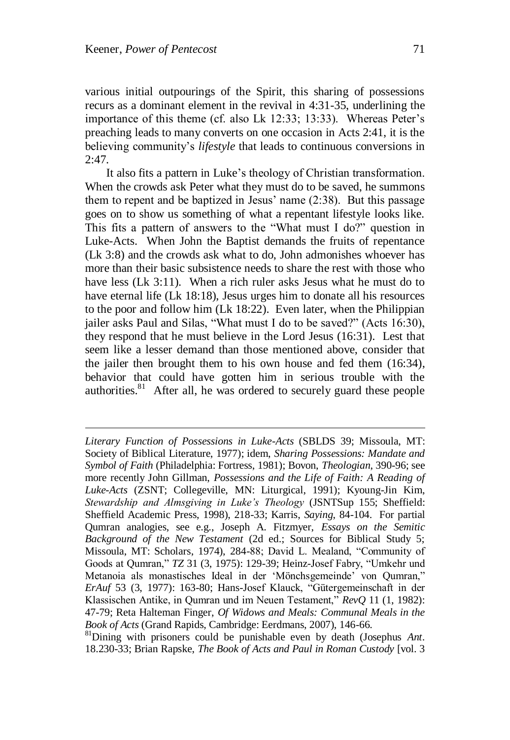various initial outpourings of the Spirit, this sharing of possessions recurs as a dominant element in the revival in 4:31-35, underlining the importance of this theme (cf. also Lk 12:33; 13:33). Whereas Peter's preaching leads to many converts on one occasion in Acts 2:41, it is the believing community's *lifestyle* that leads to continuous conversions in 2:47.

It also fits a pattern in Luke's theology of Christian transformation. When the crowds ask Peter what they must do to be saved, he summons them to repent and be baptized in Jesus' name (2:38). But this passage goes on to show us something of what a repentant lifestyle looks like. This fits a pattern of answers to the "What must I do?" question in Luke-Acts. When John the Baptist demands the fruits of repentance (Lk 3:8) and the crowds ask what to do, John admonishes whoever has more than their basic subsistence needs to share the rest with those who have less (Lk 3:11). When a rich ruler asks Jesus what he must do to have eternal life (Lk 18:18), Jesus urges him to donate all his resources to the poor and follow him (Lk 18:22). Even later, when the Philippian jailer asks Paul and Silas, "What must I do to be saved?" (Acts 16:30), they respond that he must believe in the Lord Jesus (16:31). Lest that seem like a lesser demand than those mentioned above, consider that the jailer then brought them to his own house and fed them (16:34), behavior that could have gotten him in serious trouble with the authorities.[81] After all, he was ordered to securely guard these people

---

*Literary Function of Possessions in Luke-Acts* (SBLDS 39; Missoula, MT: Society of Biblical Literature, 1977); idem, *Sharing Possessions: Mandate and Symbol of Faith* (Philadelphia: Fortress, 1981); Bovon, *Theologian*, 390-96; see more recently John Gillman, *Possessions and the Life of Faith: A Reading of Luke-Acts* (ZSNT; Collegeville, MN: Liturgical, 1991); Kyoung-Jin Kim, *Stewardship and Almsgiving in Luke's Theology* (JSNTSup 155; Sheffield: Sheffield Academic Press, 1998), 218-33; Karris, *Saying*, 84-104. For partial Qumran analogies, see e.g., Joseph A. Fitzmyer, *Essays on the Semitic Background of the New Testament* (2d ed.; Sources for Biblical Study 5; Missoula, MT: Scholars, 1974), 284-88; David L. Mealand, "Community of Goods at Qumran," *TZ* 31 (3, 1975): 129-39; Heinz-Josef Fabry, "Umkehr und Metanoia als monastisches Ideal in der 'Mönchsgemeinde' von Qumran," *ErAuf* 53 (3, 1977): 163-80; Hans-Josef Klauck, "Gütergemeinschaft in der Klassischen Antike, in Qumran und im Neuen Testament," *RevQ* 11 (1, 1982): 47-79; Reta Halteman Finger, *Of Widows and Meals: Communal Meals in the Book of Acts* (Grand Rapids, Cambridge: Eerdmans, 2007), 146-66.

[81]Dining with prisoners could be punishable even by death (Josephus *Ant*. 18.230-33; Brian Rapske, *The Book of Acts and Paul in Roman Custody* [vol. 3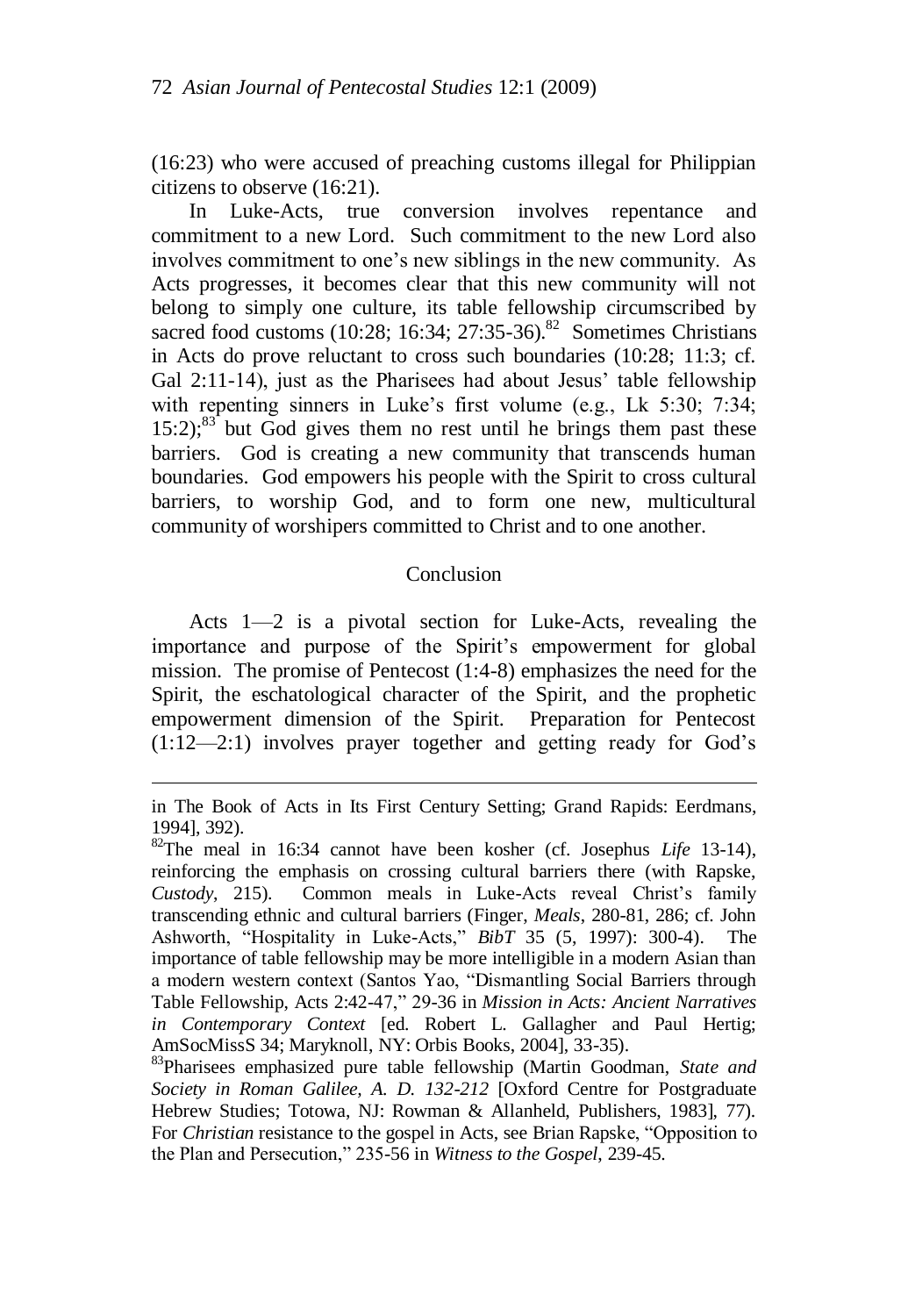(16:23) who were accused of preaching customs illegal for Philippian citizens to observe (16:21).

In Luke-Acts, true conversion involves repentance and commitment to a new Lord. Such commitment to the new Lord also involves commitment to one's new siblings in the new community. As Acts progresses, it becomes clear that this new community will not belong to simply one culture, its table fellowship circumscribed by sacred food customs (10:28; 16:34; 27:35-36).[82] Sometimes Christians in Acts do prove reluctant to cross such boundaries (10:28; 11:3; cf. Gal 2:11-14), just as the Pharisees had about Jesus' table fellowship with repenting sinners in Luke's first volume (e.g., Lk 5:30; 7:34; 15:2);[83] but God gives them no rest until he brings them past these barriers. God is creating a new community that transcends human boundaries. God empowers his people with the Spirit to cross cultural barriers, to worship God, and to form one new, multicultural community of worshipers committed to Christ and to one another.

## Conclusion

Acts 1—2 is a pivotal section for Luke-Acts, revealing the importance and purpose of the Spirit's empowerment for global mission. The promise of Pentecost (1:4-8) emphasizes the need for the Spirit, the eschatological character of the Spirit, and the prophetic empowerment dimension of the Spirit. Preparation for Pentecost (1:12—2:1) involves prayer together and getting ready for God's

---

in The Book of Acts in Its First Century Setting; Grand Rapids: Eerdmans, 1994], 392).

[82]The meal in 16:34 cannot have been kosher (cf. Josephus *Life* 13-14), reinforcing the emphasis on crossing cultural barriers there (with Rapske, *Custody*, 215). Common meals in Luke-Acts reveal Christ's family transcending ethnic and cultural barriers (Finger, *Meals*, 280-81, 286; cf. John Ashworth, "Hospitality in Luke-Acts," *BibT* 35 (5, 1997): 300-4). The importance of table fellowship may be more intelligible in a modern Asian than a modern western context (Santos Yao, "Dismantling Social Barriers through Table Fellowship, Acts 2:42-47," 29-36 in *Mission in Acts: Ancient Narratives in Contemporary Context* [ed. Robert L. Gallagher and Paul Hertig; AmSocMissS 34; Maryknoll, NY: Orbis Books, 2004], 33-35).

[83]Pharisees emphasized pure table fellowship (Martin Goodman, *State and Society in Roman Galilee, A. D. 132-212* [Oxford Centre for Postgraduate Hebrew Studies; Totowa, NJ: Rowman & Allanheld, Publishers, 1983], 77). For *Christian* resistance to the gospel in Acts, see Brian Rapske, "Opposition to the Plan and Persecution," 235-56 in *Witness to the Gospel*, 239-45.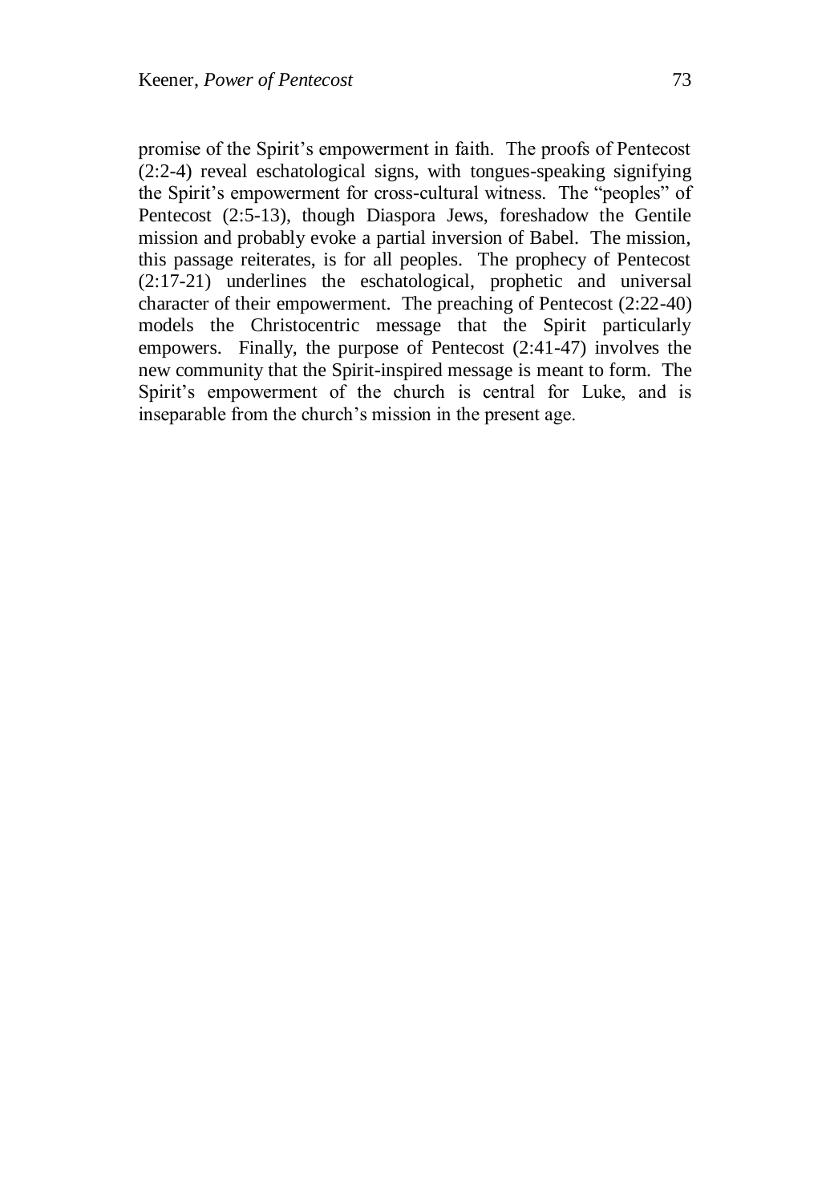promise of the Spirit's empowerment in faith. The proofs of Pentecost (2:2-4) reveal eschatological signs, with tongues-speaking signifying the Spirit's empowerment for cross-cultural witness. The "peoples" of Pentecost (2:5-13), though Diaspora Jews, foreshadow the Gentile mission and probably evoke a partial inversion of Babel. The mission, this passage reiterates, is for all peoples. The prophecy of Pentecost (2:17-21) underlines the eschatological, prophetic and universal character of their empowerment. The preaching of Pentecost (2:22-40) models the Christocentric message that the Spirit particularly empowers. Finally, the purpose of Pentecost (2:41-47) involves the new community that the Spirit-inspired message is meant to form. The Spirit's empowerment of the church is central for Luke, and is inseparable from the church's mission in the present age.